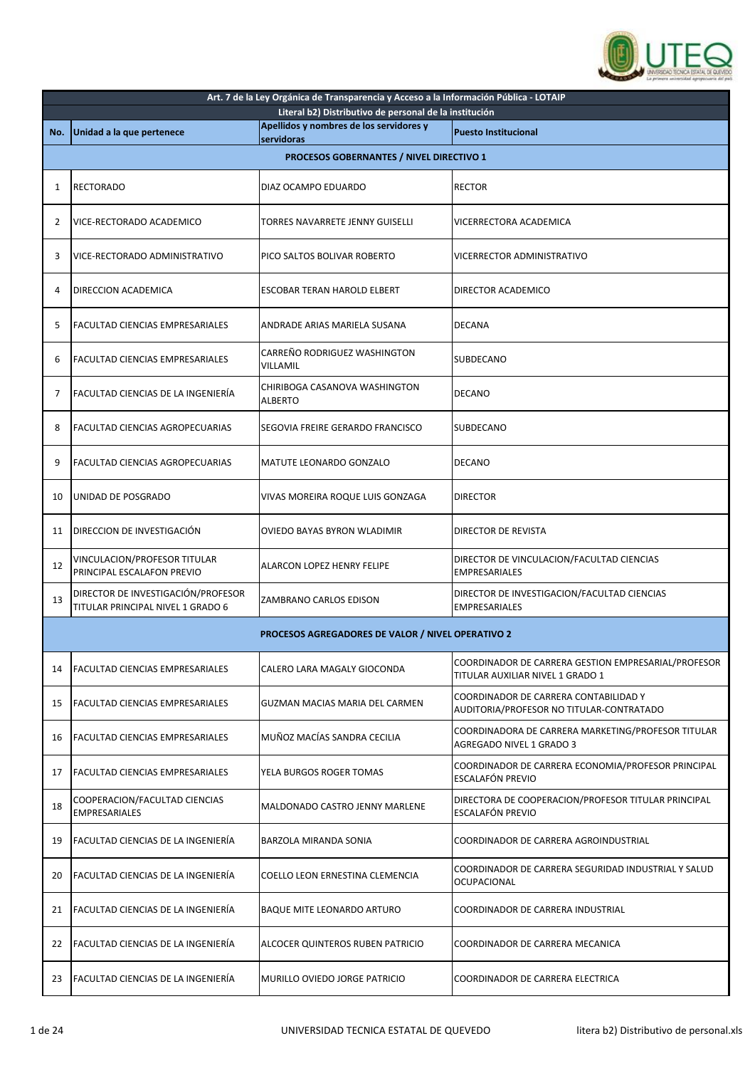| Art. 7 de la Ley Orgánica de Transparencia y Acceso a la Información Pública - LOTAIP | | | |
|---|---|---|---|
| Literal b2) Distributivo de personal de la institución | | | |
| **No.** | **Unidad a la que pertenece** | **Apellidos y nombres de los servidores y servidoras** | **Puesto Institucional** |
| **PROCESOS GOBERNANTES / NIVEL DIRECTIVO 1** | | | |
| 1 | RECTORADO | DIAZ OCAMPO EDUARDO | RECTOR |
| 2 | VICE-RECTORADO ACADEMICO | TORRES NAVARRETE JENNY GUISELLI | VICERRECTORA ACADEMICA |
| 3 | VICE-RECTORADO ADMINISTRATIVO | PICO SALTOS BOLIVAR ROBERTO | VICERRECTOR ADMINISTRATIVO |
| 4 | DIRECCION ACADEMICA | ESCOBAR TERAN HAROLD ELBERT | DIRECTOR ACADEMICO |
| 5 | FACULTAD CIENCIAS EMPRESARIALES | ANDRADE ARIAS MARIELA SUSANA | DECANA |
| 6 | FACULTAD CIENCIAS EMPRESARIALES | CARREÑO RODRIGUEZ WASHINGTON VILLAMIL | SUBDECANO |
| 7 | FACULTAD CIENCIAS DE LA INGENIERÍA | CHIRIBOGA CASANOVA WASHINGTON ALBERTO | DECANO |
| 8 | FACULTAD CIENCIAS AGROPECUARIAS | SEGOVIA FREIRE GERARDO FRANCISCO | SUBDECANO |
| 9 | FACULTAD CIENCIAS AGROPECUARIAS | MATUTE LEONARDO GONZALO | DECANO |
| 10 | UNIDAD DE POSGRADO | VIVAS MOREIRA ROQUE LUIS GONZAGA | DIRECTOR |
| 11 | DIRECCION DE INVESTIGACIÓN | OVIEDO BAYAS BYRON WLADIMIR | DIRECTOR DE REVISTA |
| 12 | VINCULACION/PROFESOR TITULAR PRINCIPAL ESCALAFON PREVIO | ALARCON LOPEZ HENRY FELIPE | DIRECTOR DE VINCULACION/FACULTAD CIENCIAS EMPRESARIALES |
| 13 | DIRECTOR DE INVESTIGACIÓN/PROFESOR TITULAR PRINCIPAL NIVEL 1 GRADO 6 | ZAMBRANO CARLOS EDISON | DIRECTOR DE INVESTIGACION/FACULTAD CIENCIAS EMPRESARIALES |
| **PROCESOS AGREGADORES DE VALOR / NIVEL OPERATIVO 2** | | | |
| 14 | FACULTAD CIENCIAS EMPRESARIALES | CALERO LARA MAGALY GIOCONDA | COORDINADOR DE CARRERA GESTION EMPRESARIAL/PROFESOR TITULAR AUXILIAR NIVEL 1 GRADO 1 |
| 15 | FACULTAD CIENCIAS EMPRESARIALES | GUZMAN MACIAS MARIA DEL CARMEN | COORDINADOR DE CARRERA CONTABILIDAD Y AUDITORIA/PROFESOR NO TITULAR-CONTRATADO |
| 16 | FACULTAD CIENCIAS EMPRESARIALES | MUÑOZ MACÍAS SANDRA CECILIA | COORDINADORA DE CARRERA MARKETING/PROFESOR TITULAR AGREGADO NIVEL 1 GRADO 3 |
| 17 | FACULTAD CIENCIAS EMPRESARIALES | YELA BURGOS ROGER TOMAS | COORDINADOR DE CARRERA ECONOMIA/PROFESOR PRINCIPAL ESCALAFÓN PREVIO |
| 18 | COOPERACION/FACULTAD CIENCIAS EMPRESARIALES | MALDONADO CASTRO JENNY MARLENE | DIRECTORA DE COOPERACION/PROFESOR TITULAR PRINCIPAL ESCALAFÓN PREVIO |
| 19 | FACULTAD CIENCIAS DE LA INGENIERÍA | BARZOLA MIRANDA SONIA | COORDINADOR DE CARRERA AGROINDUSTRIAL |
| 20 | FACULTAD CIENCIAS DE LA INGENIERÍA | COELLO LEON ERNESTINA CLEMENCIA | COORDINADOR DE CARRERA SEGURIDAD INDUSTRIAL Y SALUD OCUPACIONAL |
| 21 | FACULTAD CIENCIAS DE LA INGENIERÍA | BAQUE MITE LEONARDO ARTURO | COORDINADOR DE CARRERA INDUSTRIAL |
| 22 | FACULTAD CIENCIAS DE LA INGENIERÍA | ALCOCER QUINTEROS RUBEN PATRICIO | COORDINADOR DE CARRERA MECANICA |
| 23 | FACULTAD CIENCIAS DE LA INGENIERÍA | MURILLO OVIEDO JORGE PATRICIO | COORDINADOR DE CARRERA ELECTRICA |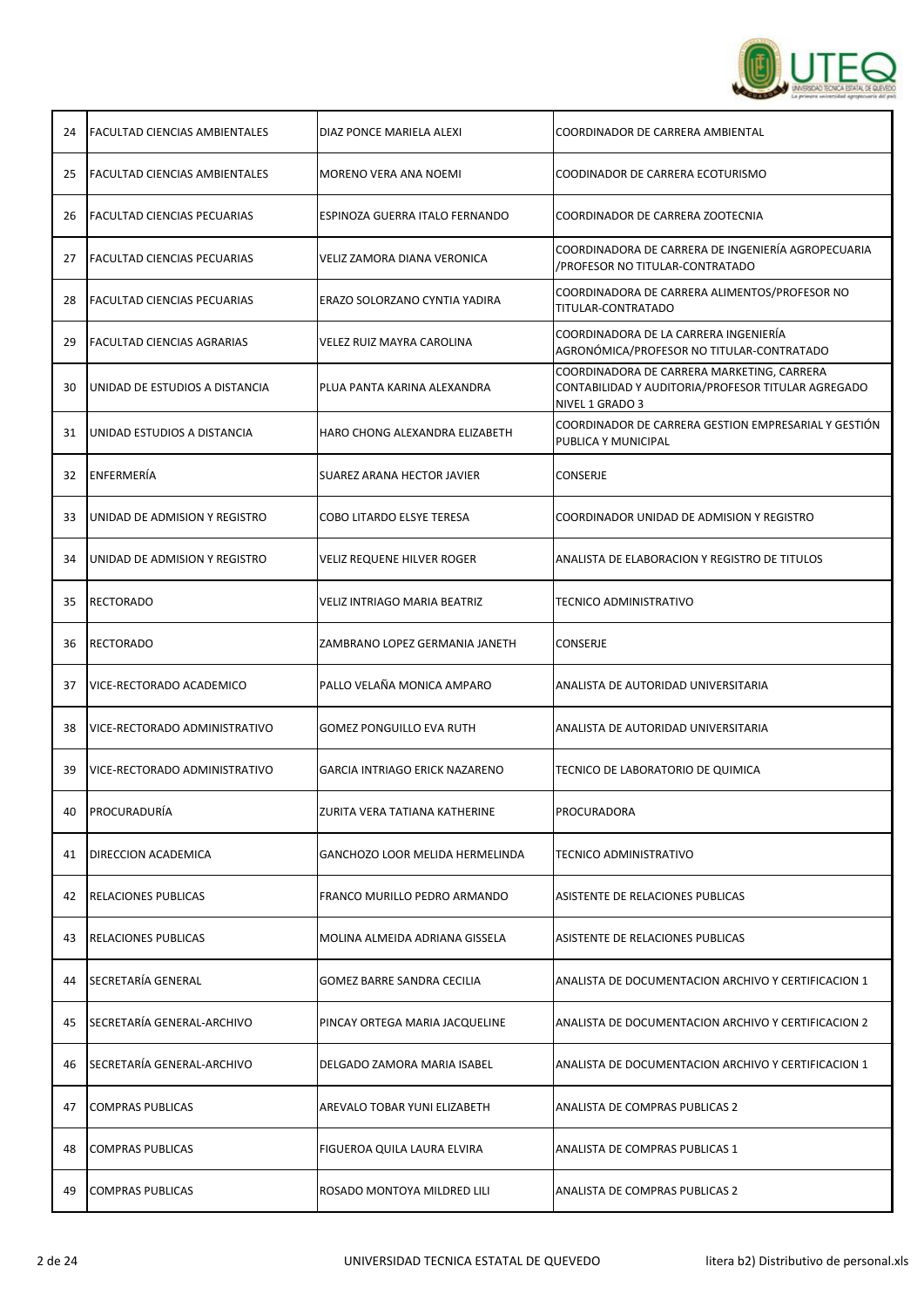| | | | |
|---|---|---|---|
| 24 | FACULTAD CIENCIAS AMBIENTALES | DIAZ PONCE MARIELA ALEXI | COORDINADOR DE CARRERA AMBIENTAL |
| 25 | FACULTAD CIENCIAS AMBIENTALES | MORENO VERA ANA NOEMI | COODINADOR DE CARRERA ECOTURISMO |
| 26 | FACULTAD CIENCIAS PECUARIAS | ESPINOZA GUERRA ITALO FERNANDO | COORDINADOR DE CARRERA ZOOTECNIA |
| 27 | FACULTAD CIENCIAS PECUARIAS | VELIZ ZAMORA DIANA VERONICA | COORDINADORA DE CARRERA DE INGENIERÍA AGROPECUARIA /PROFESOR NO TITULAR-CONTRATADO |
| 28 | FACULTAD CIENCIAS PECUARIAS | ERAZO SOLORZANO CYNTIA YADIRA | COORDINADORA DE CARRERA ALIMENTOS/PROFESOR NO TITULAR-CONTRATADO |
| 29 | FACULTAD CIENCIAS AGRARIAS | VELEZ RUIZ MAYRA CAROLINA | COORDINADORA DE LA CARRERA INGENIERÍA AGRONÓMICA/PROFESOR NO TITULAR-CONTRATADO |
| 30 | UNIDAD DE ESTUDIOS A DISTANCIA | PLUA PANTA KARINA ALEXANDRA | COORDINADORA DE CARRERA MARKETING, CARRERA CONTABILIDAD Y AUDITORIA/PROFESOR TITULAR AGREGADO NIVEL 1 GRADO 3 |
| 31 | UNIDAD ESTUDIOS A DISTANCIA | HARO CHONG ALEXANDRA ELIZABETH | COORDINADOR DE CARRERA GESTION EMPRESARIAL Y GESTIÓN PUBLICA Y MUNICIPAL |
| 32 | ENFERMERÍA | SUAREZ ARANA HECTOR JAVIER | CONSERJE |
| 33 | UNIDAD DE ADMISION Y REGISTRO | COBO LITARDO ELSYE TERESA | COORDINADOR UNIDAD DE ADMISION Y REGISTRO |
| 34 | UNIDAD DE ADMISION Y REGISTRO | VELIZ REQUENE HILVER ROGER | ANALISTA DE ELABORACION Y REGISTRO DE TITULOS |
| 35 | RECTORADO | VELIZ INTRIAGO MARIA BEATRIZ | TECNICO ADMINISTRATIVO |
| 36 | RECTORADO | ZAMBRANO LOPEZ GERMANIA JANETH | CONSERJE |
| 37 | VICE-RECTORADO ACADEMICO | PALLO VELAÑA MONICA AMPARO | ANALISTA DE AUTORIDAD UNIVERSITARIA |
| 38 | VICE-RECTORADO ADMINISTRATIVO | GOMEZ PONGUILLO EVA RUTH | ANALISTA DE AUTORIDAD UNIVERSITARIA |
| 39 | VICE-RECTORADO ADMINISTRATIVO | GARCIA INTRIAGO ERICK NAZARENO | TECNICO DE LABORATORIO DE QUIMICA |
| 40 | PROCURADURÍA | ZURITA VERA TATIANA KATHERINE | PROCURADORA |
| 41 | DIRECCION ACADEMICA | GANCHOZO LOOR MELIDA HERMELINDA | TECNICO ADMINISTRATIVO |
| 42 | RELACIONES PUBLICAS | FRANCO MURILLO PEDRO ARMANDO | ASISTENTE DE RELACIONES PUBLICAS |
| 43 | RELACIONES PUBLICAS | MOLINA ALMEIDA ADRIANA GISSELA | ASISTENTE DE RELACIONES PUBLICAS |
| 44 | SECRETARÍA GENERAL | GOMEZ BARRE SANDRA CECILIA | ANALISTA DE DOCUMENTACION ARCHIVO Y CERTIFICACION 1 |
| 45 | SECRETARÍA GENERAL-ARCHIVO | PINCAY ORTEGA MARIA JACQUELINE | ANALISTA DE DOCUMENTACION ARCHIVO Y CERTIFICACION 2 |
| 46 | SECRETARÍA GENERAL-ARCHIVO | DELGADO ZAMORA MARIA ISABEL | ANALISTA DE DOCUMENTACION ARCHIVO Y CERTIFICACION 1 |
| 47 | COMPRAS PUBLICAS | AREVALO TOBAR YUNI ELIZABETH | ANALISTA DE COMPRAS PUBLICAS 2 |
| 48 | COMPRAS PUBLICAS | FIGUEROA QUILA LAURA ELVIRA | ANALISTA DE COMPRAS PUBLICAS 1 |
| 49 | COMPRAS PUBLICAS | ROSADO MONTOYA MILDRED LILI | ANALISTA DE COMPRAS PUBLICAS 2 |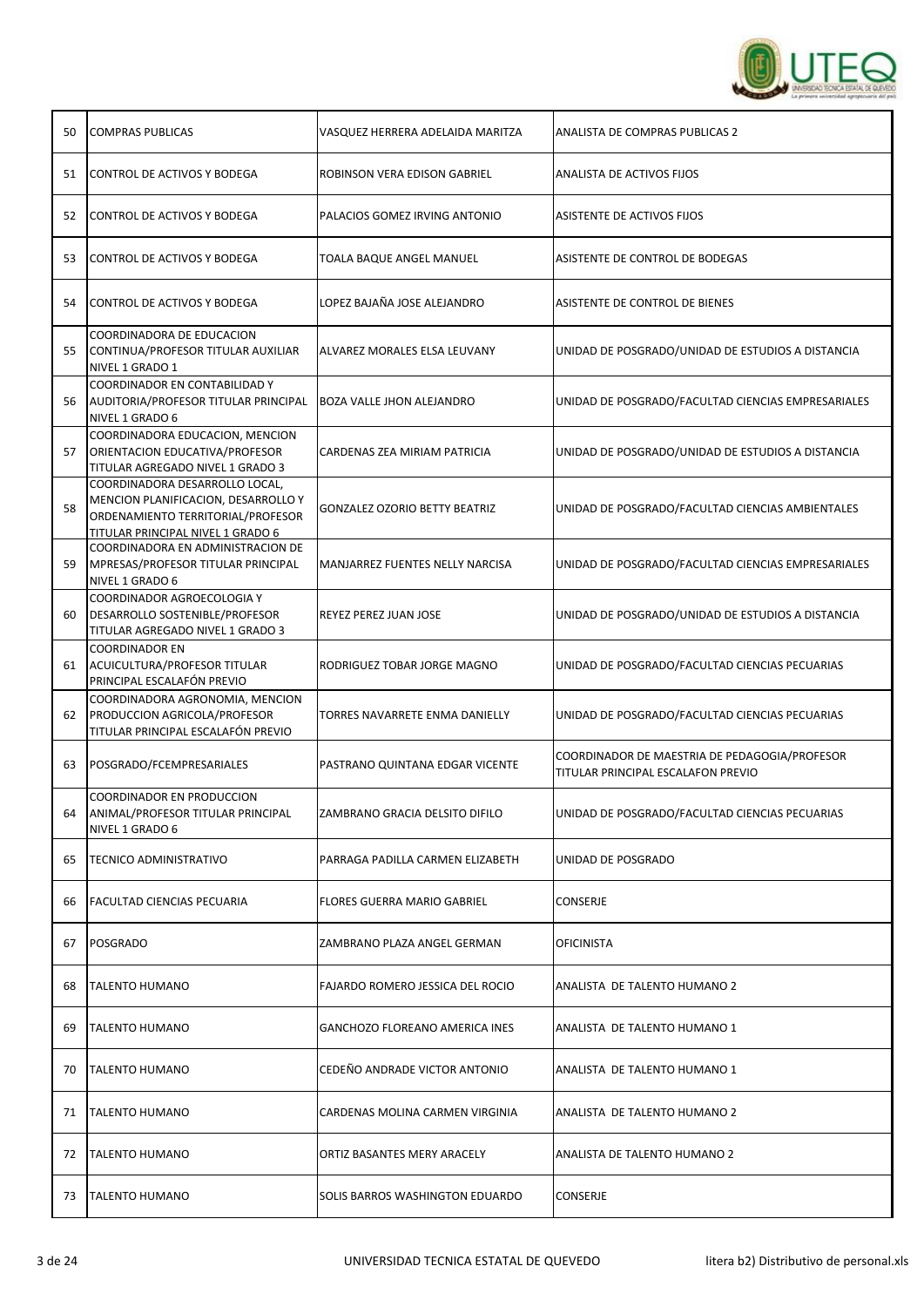| | | | |
|---|---|---|---|
| 50 | COMPRAS PUBLICAS | VASQUEZ HERRERA ADELAIDA MARITZA | ANALISTA DE COMPRAS PUBLICAS 2 |
| 51 | CONTROL DE ACTIVOS Y BODEGA | ROBINSON VERA EDISON GABRIEL | ANALISTA DE ACTIVOS FIJOS |
| 52 | CONTROL DE ACTIVOS Y BODEGA | PALACIOS GOMEZ IRVING ANTONIO | ASISTENTE DE ACTIVOS FIJOS |
| 53 | CONTROL DE ACTIVOS Y BODEGA | TOALA BAQUE ANGEL MANUEL | ASISTENTE DE CONTROL DE BODEGAS |
| 54 | CONTROL DE ACTIVOS Y BODEGA | LOPEZ BAJAÑA JOSE ALEJANDRO | ASISTENTE DE CONTROL DE BIENES |
| 55 | COORDINADORA DE EDUCACION CONTINUA/PROFESOR TITULAR AUXILIAR NIVEL 1 GRADO 1 | ALVAREZ MORALES ELSA LEUVANY | UNIDAD DE POSGRADO/UNIDAD DE ESTUDIOS A DISTANCIA |
| 56 | COORDINADOR EN CONTABILIDAD Y AUDITORIA/PROFESOR TITULAR PRINCIPAL NIVEL 1 GRADO 6 | BOZA VALLE JHON ALEJANDRO | UNIDAD DE POSGRADO/FACULTAD CIENCIAS EMPRESARIALES |
| 57 | COORDINADORA EDUCACION, MENCION ORIENTACION EDUCATIVA/PROFESOR TITULAR AGREGADO NIVEL 1 GRADO 3 | CARDENAS ZEA MIRIAM PATRICIA | UNIDAD DE POSGRADO/UNIDAD DE ESTUDIOS A DISTANCIA |
| 58 | COORDINADORA DESARROLLO LOCAL, MENCION PLANIFICACION, DESARROLLO Y ORDENAMIENTO TERRITORIAL/PROFESOR TITULAR PRINCIPAL NIVEL 1 GRADO 6 | GONZALEZ OZORIO BETTY BEATRIZ | UNIDAD DE POSGRADO/FACULTAD CIENCIAS AMBIENTALES |
| 59 | COORDINADORA EN ADMINISTRACION DE MPRESAS/PROFESOR TITULAR PRINCIPAL NIVEL 1 GRADO 6 | MANJARREZ FUENTES NELLY NARCISA | UNIDAD DE POSGRADO/FACULTAD CIENCIAS EMPRESARIALES |
| 60 | COORDINADOR AGROECOLOGIA Y DESARROLLO SOSTENIBLE/PROFESOR TITULAR AGREGADO NIVEL 1 GRADO 3 | REYEZ PEREZ JUAN JOSE | UNIDAD DE POSGRADO/UNIDAD DE ESTUDIOS A DISTANCIA |
| 61 | COORDINADOR EN ACUICULTURA/PROFESOR TITULAR PRINCIPAL ESCALAFÓN PREVIO | RODRIGUEZ TOBAR JORGE MAGNO | UNIDAD DE POSGRADO/FACULTAD CIENCIAS PECUARIAS |
| 62 | COORDINADORA AGRONOMIA, MENCION PRODUCCION AGRICOLA/PROFESOR TITULAR PRINCIPAL ESCALAFÓN PREVIO | TORRES NAVARRETE ENMA DANIELLY | UNIDAD DE POSGRADO/FACULTAD CIENCIAS PECUARIAS |
| 63 | POSGRADO/FCEMPRESARIALES | PASTRANO QUINTANA EDGAR VICENTE | COORDINADOR DE MAESTRIA DE PEDAGOGIA/PROFESOR TITULAR PRINCIPAL ESCALAFON PREVIO |
| 64 | COORDINADOR EN PRODUCCION ANIMAL/PROFESOR TITULAR PRINCIPAL NIVEL 1 GRADO 6 | ZAMBRANO GRACIA DELSITO DIFILO | UNIDAD DE POSGRADO/FACULTAD CIENCIAS PECUARIAS |
| 65 | TECNICO ADMINISTRATIVO | PARRAGA PADILLA CARMEN ELIZABETH | UNIDAD DE POSGRADO |
| 66 | FACULTAD CIENCIAS PECUARIA | FLORES GUERRA MARIO GABRIEL | CONSERJE |
| 67 | POSGRADO | ZAMBRANO PLAZA ANGEL GERMAN | OFICINISTA |
| 68 | TALENTO HUMANO | FAJARDO ROMERO JESSICA DEL ROCIO | ANALISTA DE TALENTO HUMANO 2 |
| 69 | TALENTO HUMANO | GANCHOZO FLOREANO AMERICA INES | ANALISTA DE TALENTO HUMANO 1 |
| 70 | TALENTO HUMANO | CEDEÑO ANDRADE VICTOR ANTONIO | ANALISTA DE TALENTO HUMANO 1 |
| 71 | TALENTO HUMANO | CARDENAS MOLINA CARMEN VIRGINIA | ANALISTA DE TALENTO HUMANO 2 |
| 72 | TALENTO HUMANO | ORTIZ BASANTES MERY ARACELY | ANALISTA DE TALENTO HUMANO 2 |
| 73 | TALENTO HUMANO | SOLIS BARROS WASHINGTON EDUARDO | CONSERJE |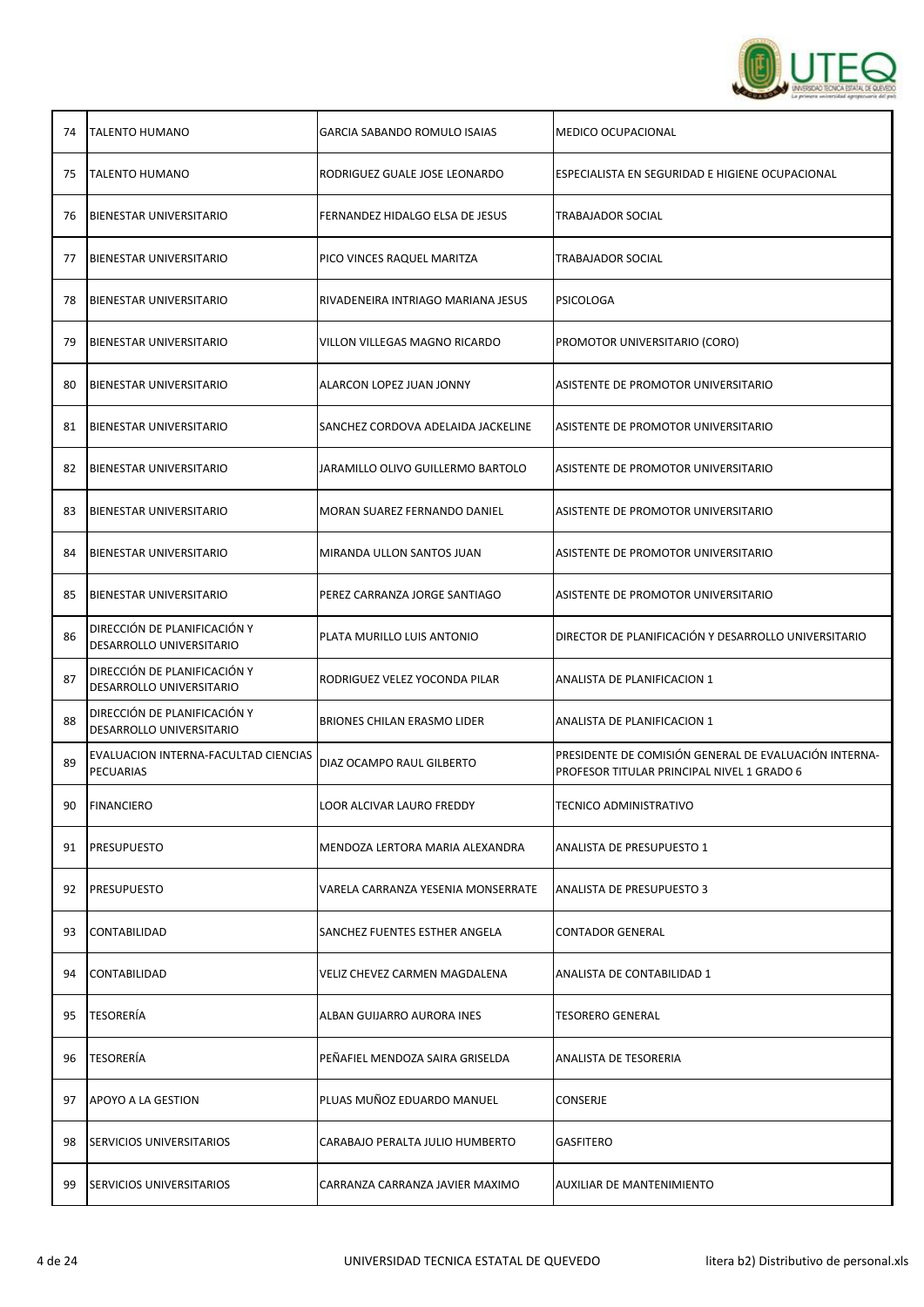| | | | |
|---|---|---|---|
| 74 | TALENTO HUMANO | GARCIA SABANDO ROMULO ISAIAS | MEDICO OCUPACIONAL |
| 75 | TALENTO HUMANO | RODRIGUEZ GUALE JOSE LEONARDO | ESPECIALISTA EN SEGURIDAD E HIGIENE OCUPACIONAL |
| 76 | BIENESTAR UNIVERSITARIO | FERNANDEZ HIDALGO ELSA DE JESUS | TRABAJADOR SOCIAL |
| 77 | BIENESTAR UNIVERSITARIO | PICO VINCES RAQUEL MARITZA | TRABAJADOR SOCIAL |
| 78 | BIENESTAR UNIVERSITARIO | RIVADENEIRA INTRIAGO MARIANA JESUS | PSICOLOGA |
| 79 | BIENESTAR UNIVERSITARIO | VILLON VILLEGAS MAGNO RICARDO | PROMOTOR UNIVERSITARIO (CORO) |
| 80 | BIENESTAR UNIVERSITARIO | ALARCON LOPEZ JUAN JONNY | ASISTENTE DE PROMOTOR UNIVERSITARIO |
| 81 | BIENESTAR UNIVERSITARIO | SANCHEZ CORDOVA ADELAIDA JACKELINE | ASISTENTE DE PROMOTOR UNIVERSITARIO |
| 82 | BIENESTAR UNIVERSITARIO | JARAMILLO OLIVO GUILLERMO BARTOLO | ASISTENTE DE PROMOTOR UNIVERSITARIO |
| 83 | BIENESTAR UNIVERSITARIO | MORAN SUAREZ FERNANDO DANIEL | ASISTENTE DE PROMOTOR UNIVERSITARIO |
| 84 | BIENESTAR UNIVERSITARIO | MIRANDA ULLON SANTOS JUAN | ASISTENTE DE PROMOTOR UNIVERSITARIO |
| 85 | BIENESTAR UNIVERSITARIO | PEREZ CARRANZA JORGE SANTIAGO | ASISTENTE DE PROMOTOR UNIVERSITARIO |
| 86 | DIRECCIÓN DE PLANIFICACIÓN Y DESARROLLO UNIVERSITARIO | PLATA MURILLO LUIS ANTONIO | DIRECTOR DE PLANIFICACIÓN Y DESARROLLO UNIVERSITARIO |
| 87 | DIRECCIÓN DE PLANIFICACIÓN Y DESARROLLO UNIVERSITARIO | RODRIGUEZ VELEZ YOCONDA PILAR | ANALISTA DE PLANIFICACION 1 |
| 88 | DIRECCIÓN DE PLANIFICACIÓN Y DESARROLLO UNIVERSITARIO | BRIONES CHILAN ERASMO LIDER | ANALISTA DE PLANIFICACION 1 |
| 89 | EVALUACION INTERNA-FACULTAD CIENCIAS PECUARIAS | DIAZ OCAMPO RAUL GILBERTO | PRESIDENTE DE COMISIÓN GENERAL DE EVALUACIÓN INTERNA-PROFESOR TITULAR PRINCIPAL NIVEL 1 GRADO 6 |
| 90 | FINANCIERO | LOOR ALCIVAR LAURO FREDDY | TECNICO ADMINISTRATIVO |
| 91 | PRESUPUESTO | MENDOZA LERTORA MARIA ALEXANDRA | ANALISTA DE PRESUPUESTO 1 |
| 92 | PRESUPUESTO | VARELA CARRANZA YESENIA MONSERRATE | ANALISTA DE PRESUPUESTO 3 |
| 93 | CONTABILIDAD | SANCHEZ FUENTES ESTHER ANGELA | CONTADOR GENERAL |
| 94 | CONTABILIDAD | VELIZ CHEVEZ CARMEN MAGDALENA | ANALISTA DE CONTABILIDAD 1 |
| 95 | TESORERÍA | ALBAN GUIJARRO AURORA INES | TESORERO GENERAL |
| 96 | TESORERÍA | PEÑAFIEL MENDOZA SAIRA GRISELDA | ANALISTA DE TESORERIA |
| 97 | APOYO A LA GESTION | PLUAS MUÑOZ EDUARDO MANUEL | CONSERJE |
| 98 | SERVICIOS UNIVERSITARIOS | CARABAJO PERALTA JULIO HUMBERTO | GASFITERO |
| 99 | SERVICIOS UNIVERSITARIOS | CARRANZA CARRANZA JAVIER MAXIMO | AUXILIAR DE MANTENIMIENTO |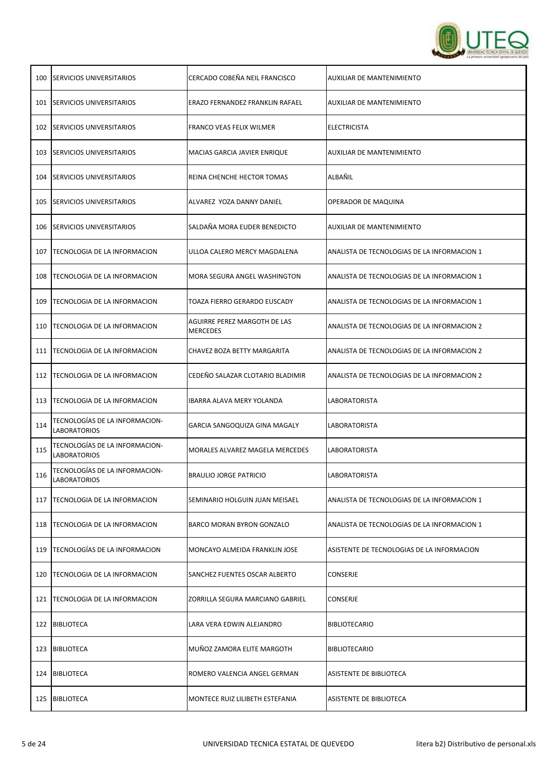| | | | |
|---|---|---|---|
| 100 | SERVICIOS UNIVERSITARIOS | CERCADO COBEÑA NEIL FRANCISCO | AUXILIAR DE MANTENIMIENTO |
| 101 | SERVICIOS UNIVERSITARIOS | ERAZO FERNANDEZ FRANKLIN RAFAEL | AUXILIAR DE MANTENIMIENTO |
| 102 | SERVICIOS UNIVERSITARIOS | FRANCO VEAS FELIX WILMER | ELECTRICISTA |
| 103 | SERVICIOS UNIVERSITARIOS | MACIAS GARCIA JAVIER ENRIQUE | AUXILIAR DE MANTENIMIENTO |
| 104 | SERVICIOS UNIVERSITARIOS | REINA CHENCHE HECTOR TOMAS | ALBAÑIL |
| 105 | SERVICIOS UNIVERSITARIOS | ALVAREZ YOZA DANNY DANIEL | OPERADOR DE MAQUINA |
| 106 | SERVICIOS UNIVERSITARIOS | SALDAÑA MORA EUDER BENEDICTO | AUXILIAR DE MANTENIMIENTO |
| 107 | TECNOLOGIA DE LA INFORMACION | ULLOA CALERO MERCY MAGDALENA | ANALISTA DE TECNOLOGIAS DE LA INFORMACION 1 |
| 108 | TECNOLOGIA DE LA INFORMACION | MORA SEGURA ANGEL WASHINGTON | ANALISTA DE TECNOLOGIAS DE LA INFORMACION 1 |
| 109 | TECNOLOGIA DE LA INFORMACION | TOAZA FIERRO GERARDO EUSCADY | ANALISTA DE TECNOLOGIAS DE LA INFORMACION 1 |
| 110 | TECNOLOGIA DE LA INFORMACION | AGUIRRE PEREZ MARGOTH DE LAS MERCEDES | ANALISTA DE TECNOLOGIAS DE LA INFORMACION 2 |
| 111 | TECNOLOGIA DE LA INFORMACION | CHAVEZ BOZA BETTY MARGARITA | ANALISTA DE TECNOLOGIAS DE LA INFORMACION 2 |
| 112 | TECNOLOGIA DE LA INFORMACION | CEDEÑO SALAZAR CLOTARIO BLADIMIR | ANALISTA DE TECNOLOGIAS DE LA INFORMACION 2 |
| 113 | TECNOLOGIA DE LA INFORMACION | IBARRA ALAVA MERY YOLANDA | LABORATORISTA |
| 114 | TECNOLOGÍAS DE LA INFORMACION-LABORATORIOS | GARCIA SANGOQUIZA GINA MAGALY | LABORATORISTA |
| 115 | TECNOLOGÍAS DE LA INFORMACION-LABORATORIOS | MORALES ALVAREZ MAGELA MERCEDES | LABORATORISTA |
| 116 | TECNOLOGÍAS DE LA INFORMACION-LABORATORIOS | BRAULIO JORGE PATRICIO | LABORATORISTA |
| 117 | TECNOLOGIA DE LA INFORMACION | SEMINARIO HOLGUIN JUAN MEISAEL | ANALISTA DE TECNOLOGIAS DE LA INFORMACION 1 |
| 118 | TECNOLOGIA DE LA INFORMACION | BARCO MORAN BYRON GONZALO | ANALISTA DE TECNOLOGIAS DE LA INFORMACION 1 |
| 119 | TECNOLOGÍAS DE LA INFORMACION | MONCAYO ALMEIDA FRANKLIN JOSE | ASISTENTE DE TECNOLOGIAS DE LA INFORMACION |
| 120 | TECNOLOGIA DE LA INFORMACION | SANCHEZ FUENTES OSCAR ALBERTO | CONSERJE |
| 121 | TECNOLOGIA DE LA INFORMACION | ZORRILLA SEGURA MARCIANO GABRIEL | CONSERJE |
| 122 | BIBLIOTECA | LARA VERA EDWIN ALEJANDRO | BIBLIOTECARIO |
| 123 | BIBLIOTECA | MUÑOZ ZAMORA ELITE MARGOTH | BIBLIOTECARIO |
| 124 | BIBLIOTECA | ROMERO VALENCIA ANGEL GERMAN | ASISTENTE DE BIBLIOTECA |
| 125 | BIBLIOTECA | MONTECE RUIZ LILIBETH ESTEFANIA | ASISTENTE DE BIBLIOTECA |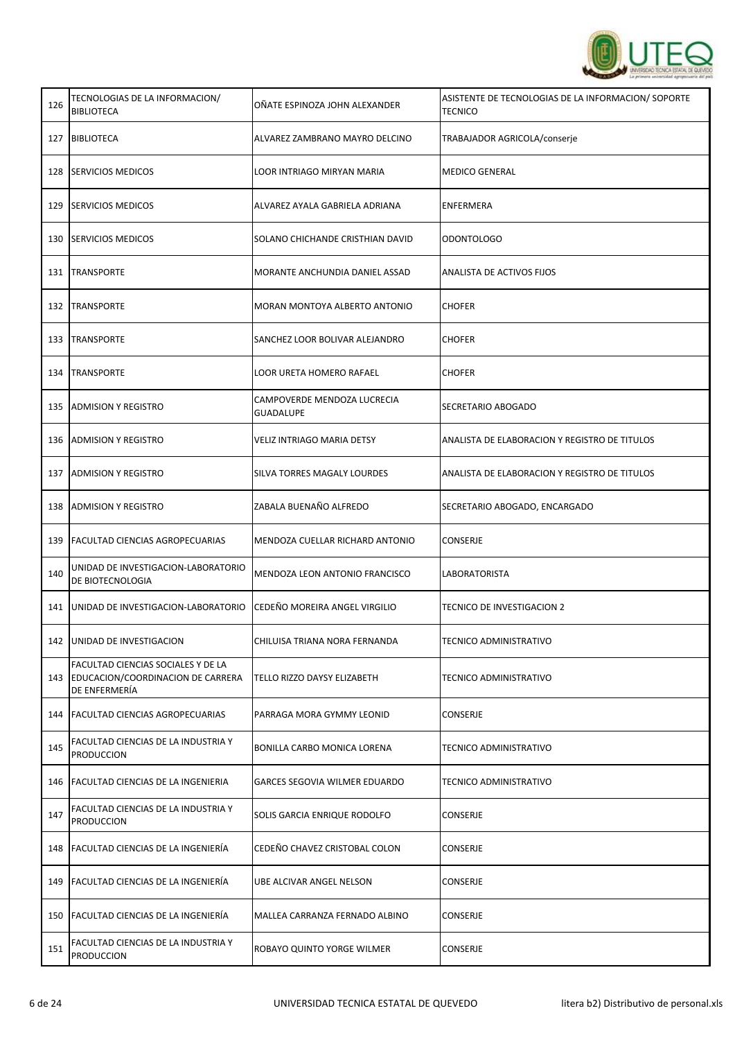| 126 | TECNOLOGIAS DE LA INFORMACION/ BIBLIOTECA | OÑATE ESPINOZA JOHN ALEXANDER | ASISTENTE DE TECNOLOGIAS DE LA INFORMACION/ SOPORTE TECNICO |
|---|---|---|---|
| 127 | BIBLIOTECA | ALVAREZ ZAMBRANO MAYRO DELCINO | TRABAJADOR AGRICOLA/conserje |
| 128 | SERVICIOS MEDICOS | LOOR INTRIAGO MIRYAN MARIA | MEDICO GENERAL |
| 129 | SERVICIOS MEDICOS | ALVAREZ AYALA GABRIELA ADRIANA | ENFERMERA |
| 130 | SERVICIOS MEDICOS | SOLANO CHICHANDE CRISTHIAN DAVID | ODONTOLOGO |
| 131 | TRANSPORTE | MORANTE ANCHUNDIA DANIEL ASSAD | ANALISTA DE ACTIVOS FIJOS |
| 132 | TRANSPORTE | MORAN MONTOYA ALBERTO ANTONIO | CHOFER |
| 133 | TRANSPORTE | SANCHEZ LOOR BOLIVAR ALEJANDRO | CHOFER |
| 134 | TRANSPORTE | LOOR URETA HOMERO RAFAEL | CHOFER |
| 135 | ADMISION Y REGISTRO | CAMPOVERDE MENDOZA LUCRECIA GUADALUPE | SECRETARIO ABOGADO |
| 136 | ADMISION Y REGISTRO | VELIZ INTRIAGO MARIA DETSY | ANALISTA DE ELABORACION Y REGISTRO DE TITULOS |
| 137 | ADMISION Y REGISTRO | SILVA TORRES MAGALY LOURDES | ANALISTA DE ELABORACION Y REGISTRO DE TITULOS |
| 138 | ADMISION Y REGISTRO | ZABALA BUENAÑO ALFREDO | SECRETARIO ABOGADO, ENCARGADO |
| 139 | FACULTAD CIENCIAS AGROPECUARIAS | MENDOZA CUELLAR RICHARD ANTONIO | CONSERJE |
| 140 | UNIDAD DE INVESTIGACION-LABORATORIO DE BIOTECNOLOGIA | MENDOZA LEON ANTONIO FRANCISCO | LABORATORISTA |
| 141 | UNIDAD DE INVESTIGACION-LABORATORIO | CEDEÑO MOREIRA ANGEL VIRGILIO | TECNICO DE INVESTIGACION 2 |
| 142 | UNIDAD DE INVESTIGACION | CHILUISA TRIANA NORA FERNANDA | TECNICO ADMINISTRATIVO |
| 143 | FACULTAD CIENCIAS SOCIALES Y DE LA EDUCACION/COORDINACION DE CARRERA DE ENFERMERÍA | TELLO RIZZO DAYSY ELIZABETH | TECNICO ADMINISTRATIVO |
| 144 | FACULTAD CIENCIAS AGROPECUARIAS | PARRAGA MORA GYMMY LEONID | CONSERJE |
| 145 | FACULTAD CIENCIAS DE LA INDUSTRIA Y PRODUCCION | BONILLA CARBO MONICA LORENA | TECNICO ADMINISTRATIVO |
| 146 | FACULTAD CIENCIAS DE LA INGENIERIA | GARCES SEGOVIA WILMER EDUARDO | TECNICO ADMINISTRATIVO |
| 147 | FACULTAD CIENCIAS DE LA INDUSTRIA Y PRODUCCION | SOLIS GARCIA ENRIQUE RODOLFO | CONSERJE |
| 148 | FACULTAD CIENCIAS DE LA INGENIERÍA | CEDEÑO CHAVEZ CRISTOBAL COLON | CONSERJE |
| 149 | FACULTAD CIENCIAS DE LA INGENIERÍA | UBE ALCIVAR ANGEL NELSON | CONSERJE |
| 150 | FACULTAD CIENCIAS DE LA INGENIERÍA | MALLEA CARRANZA FERNADO ALBINO | CONSERJE |
| 151 | FACULTAD CIENCIAS DE LA INDUSTRIA Y PRODUCCION | ROBAYO QUINTO YORGE WILMER | CONSERJE |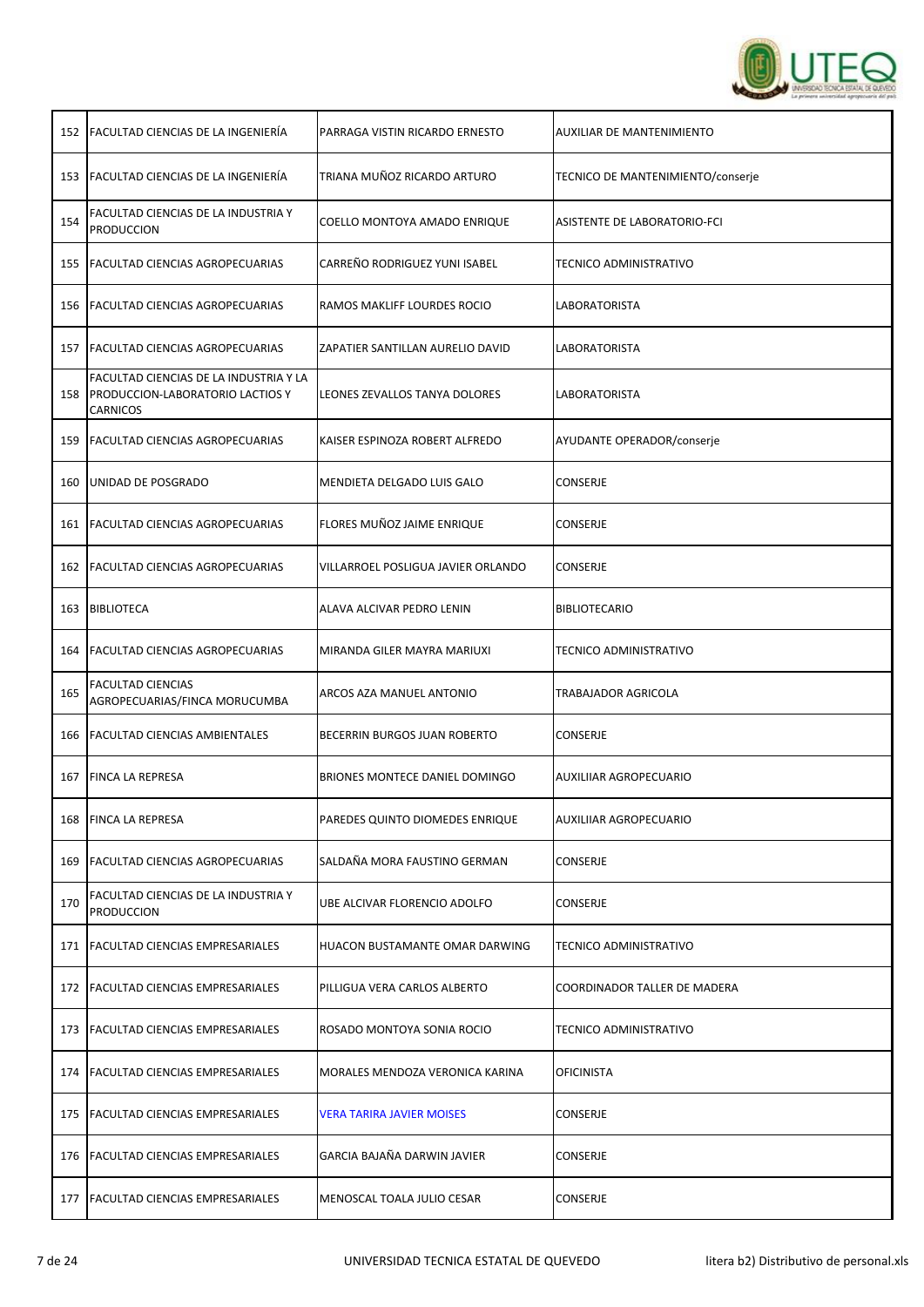| 152 | FACULTAD CIENCIAS DE LA INGENIERÍA | PARRAGA VISTIN RICARDO ERNESTO | AUXILIAR DE MANTENIMIENTO |
|---|---|---|---|
| 153 | FACULTAD CIENCIAS DE LA INGENIERÍA | TRIANA MUÑOZ RICARDO ARTURO | TECNICO DE MANTENIMIENTO/conserje |
| 154 | FACULTAD CIENCIAS DE LA INDUSTRIA Y PRODUCCION | COELLO MONTOYA AMADO ENRIQUE | ASISTENTE DE LABORATORIO-FCI |
| 155 | FACULTAD CIENCIAS AGROPECUARIAS | CARREÑO RODRIGUEZ YUNI ISABEL | TECNICO ADMINISTRATIVO |
| 156 | FACULTAD CIENCIAS AGROPECUARIAS | RAMOS MAKLIFF LOURDES ROCIO | LABORATORISTA |
| 157 | FACULTAD CIENCIAS AGROPECUARIAS | ZAPATIER SANTILLAN AURELIO DAVID | LABORATORISTA |
| 158 | FACULTAD CIENCIAS DE LA INDUSTRIA Y LA PRODUCCION-LABORATORIO LACTIOS Y CARNICOS | LEONES ZEVALLOS TANYA DOLORES | LABORATORISTA |
| 159 | FACULTAD CIENCIAS AGROPECUARIAS | KAISER ESPINOZA ROBERT ALFREDO | AYUDANTE OPERADOR/conserje |
| 160 | UNIDAD DE POSGRADO | MENDIETA DELGADO LUIS GALO | CONSERJE |
| 161 | FACULTAD CIENCIAS AGROPECUARIAS | FLORES MUÑOZ JAIME ENRIQUE | CONSERJE |
| 162 | FACULTAD CIENCIAS AGROPECUARIAS | VILLARROEL POSLIGUA JAVIER ORLANDO | CONSERJE |
| 163 | BIBLIOTECA | ALAVA ALCIVAR PEDRO LENIN | BIBLIOTECARIO |
| 164 | FACULTAD CIENCIAS AGROPECUARIAS | MIRANDA GILER MAYRA MARIUXI | TECNICO ADMINISTRATIVO |
| 165 | FACULTAD CIENCIAS AGROPECUARIAS/FINCA MORUCUMBA | ARCOS AZA MANUEL ANTONIO | TRABAJADOR AGRICOLA |
| 166 | FACULTAD CIENCIAS AMBIENTALES | BECERRIN BURGOS JUAN ROBERTO | CONSERJE |
| 167 | FINCA LA REPRESA | BRIONES MONTECE DANIEL DOMINGO | AUXILIIAR AGROPECUARIO |
| 168 | FINCA LA REPRESA | PAREDES QUINTO DIOMEDES ENRIQUE | AUXILIIAR AGROPECUARIO |
| 169 | FACULTAD CIENCIAS AGROPECUARIAS | SALDAÑA MORA FAUSTINO GERMAN | CONSERJE |
| 170 | FACULTAD CIENCIAS DE LA INDUSTRIA Y PRODUCCION | UBE ALCIVAR FLORENCIO ADOLFO | CONSERJE |
| 171 | FACULTAD CIENCIAS EMPRESARIALES | HUACON BUSTAMANTE OMAR DARWING | TECNICO ADMINISTRATIVO |
| 172 | FACULTAD CIENCIAS EMPRESARIALES | PILLIGUA VERA CARLOS ALBERTO | COORDINADOR TALLER DE MADERA |
| 173 | FACULTAD CIENCIAS EMPRESARIALES | ROSADO MONTOYA SONIA ROCIO | TECNICO ADMINISTRATIVO |
| 174 | FACULTAD CIENCIAS EMPRESARIALES | MORALES MENDOZA VERONICA KARINA | OFICINISTA |
| 175 | FACULTAD CIENCIAS EMPRESARIALES | VERA TARIRA JAVIER MOISES | CONSERJE |
| 176 | FACULTAD CIENCIAS EMPRESARIALES | GARCIA BAJAÑA DARWIN JAVIER | CONSERJE |
| 177 | FACULTAD CIENCIAS EMPRESARIALES | MENOSCAL TOALA JULIO CESAR | CONSERJE |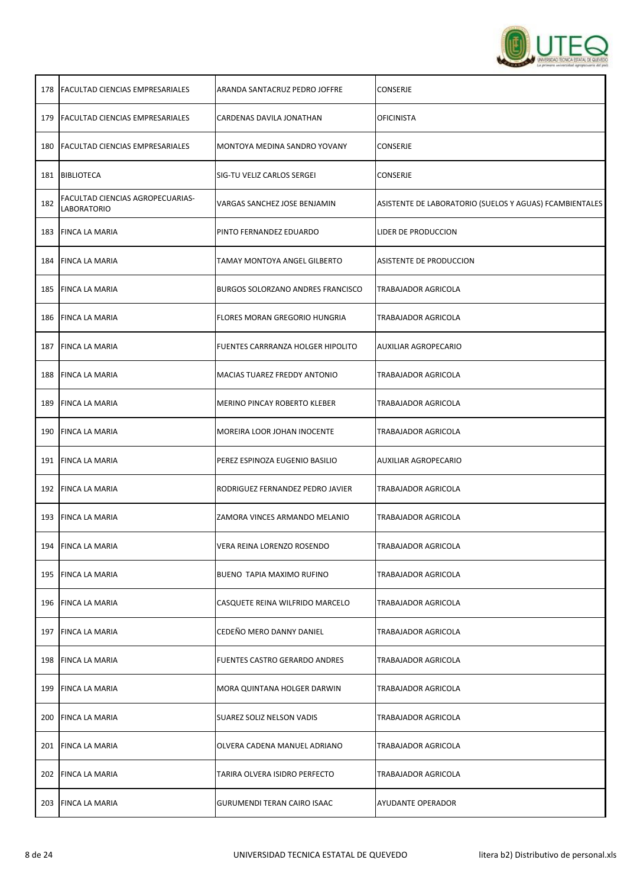| | | | |
|---|---|---|---|
| 178 | FACULTAD CIENCIAS EMPRESARIALES | ARANDA SANTACRUZ PEDRO JOFFRE | CONSERJE |
| 179 | FACULTAD CIENCIAS EMPRESARIALES | CARDENAS DAVILA JONATHAN | OFICINISTA |
| 180 | FACULTAD CIENCIAS EMPRESARIALES | MONTOYA MEDINA SANDRO YOVANY | CONSERJE |
| 181 | BIBLIOTECA | SIG-TU VELIZ CARLOS SERGEI | CONSERJE |
| 182 | FACULTAD CIENCIAS AGROPECUARIAS-LABORATORIO | VARGAS SANCHEZ JOSE BENJAMIN | ASISTENTE DE LABORATORIO (SUELOS Y AGUAS) FCAMBIENTALES |
| 183 | FINCA LA MARIA | PINTO FERNANDEZ EDUARDO | LIDER DE PRODUCCION |
| 184 | FINCA LA MARIA | TAMAY MONTOYA ANGEL GILBERTO | ASISTENTE DE PRODUCCION |
| 185 | FINCA LA MARIA | BURGOS SOLORZANO ANDRES FRANCISCO | TRABAJADOR AGRICOLA |
| 186 | FINCA LA MARIA | FLORES MORAN GREGORIO HUNGRIA | TRABAJADOR AGRICOLA |
| 187 | FINCA LA MARIA | FUENTES CARRRANZA HOLGER HIPOLITO | AUXILIAR AGROPECARIO |
| 188 | FINCA LA MARIA | MACIAS TUAREZ FREDDY ANTONIO | TRABAJADOR AGRICOLA |
| 189 | FINCA LA MARIA | MERINO PINCAY ROBERTO KLEBER | TRABAJADOR AGRICOLA |
| 190 | FINCA LA MARIA | MOREIRA LOOR JOHAN INOCENTE | TRABAJADOR AGRICOLA |
| 191 | FINCA LA MARIA | PEREZ ESPINOZA EUGENIO BASILIO | AUXILIAR AGROPECARIO |
| 192 | FINCA LA MARIA | RODRIGUEZ FERNANDEZ PEDRO JAVIER | TRABAJADOR AGRICOLA |
| 193 | FINCA LA MARIA | ZAMORA VINCES ARMANDO MELANIO | TRABAJADOR AGRICOLA |
| 194 | FINCA LA MARIA | VERA REINA LORENZO ROSENDO | TRABAJADOR AGRICOLA |
| 195 | FINCA LA MARIA | BUENO TAPIA MAXIMO RUFINO | TRABAJADOR AGRICOLA |
| 196 | FINCA LA MARIA | CASQUETE REINA WILFRIDO MARCELO | TRABAJADOR AGRICOLA |
| 197 | FINCA LA MARIA | CEDEÑO MERO DANNY DANIEL | TRABAJADOR AGRICOLA |
| 198 | FINCA LA MARIA | FUENTES CASTRO GERARDO ANDRES | TRABAJADOR AGRICOLA |
| 199 | FINCA LA MARIA | MORA QUINTANA HOLGER DARWIN | TRABAJADOR AGRICOLA |
| 200 | FINCA LA MARIA | SUAREZ SOLIZ NELSON VADIS | TRABAJADOR AGRICOLA |
| 201 | FINCA LA MARIA | OLVERA CADENA MANUEL ADRIANO | TRABAJADOR AGRICOLA |
| 202 | FINCA LA MARIA | TARIRA OLVERA ISIDRO PERFECTO | TRABAJADOR AGRICOLA |
| 203 | FINCA LA MARIA | GURUMENDI TERAN CAIRO ISAAC | AYUDANTE OPERADOR |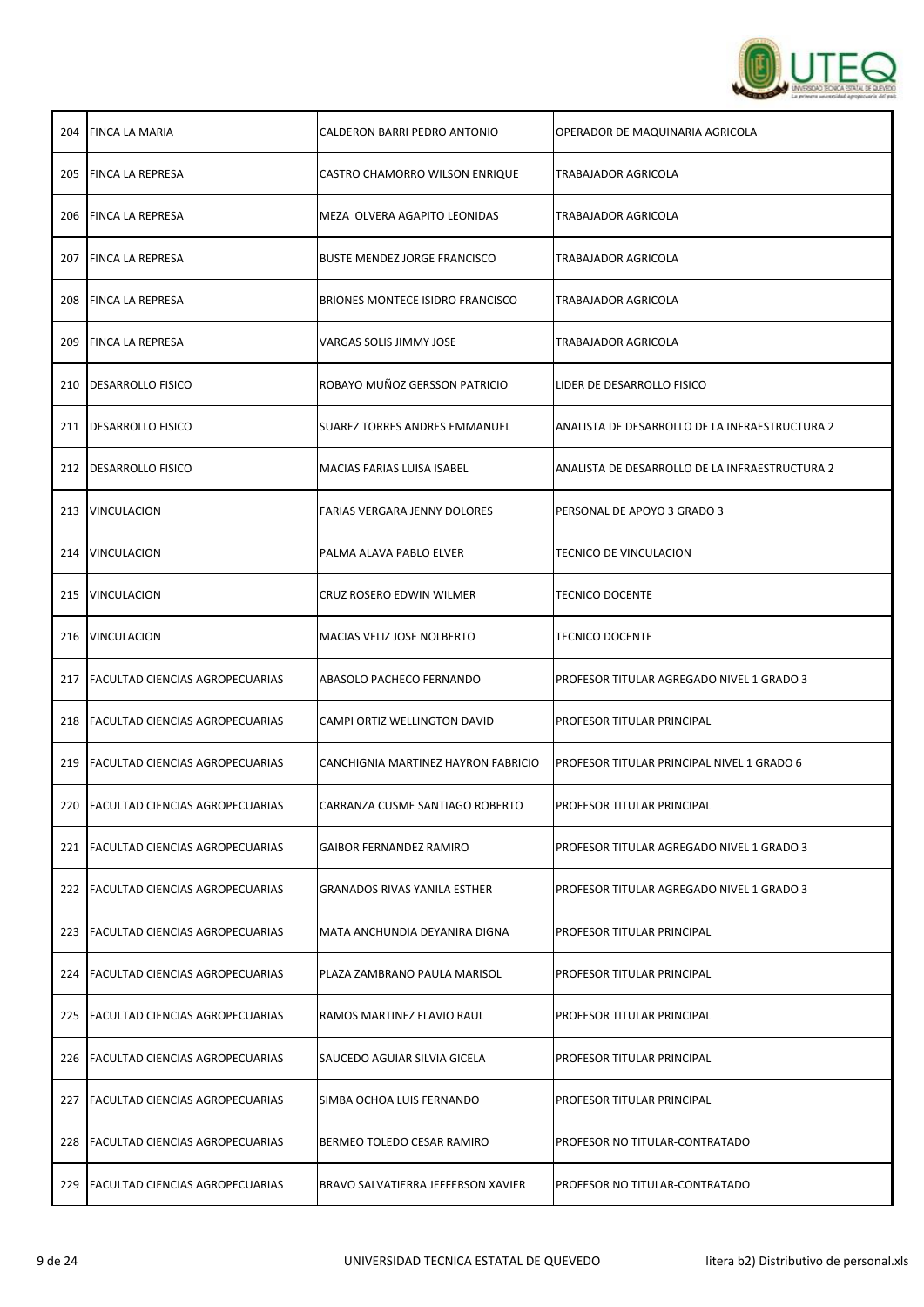| | | | |
|---|---|---|---|
| 204 | FINCA LA MARIA | CALDERON BARRI PEDRO ANTONIO | OPERADOR DE MAQUINARIA AGRICOLA |
| 205 | FINCA LA REPRESA | CASTRO CHAMORRO WILSON ENRIQUE | TRABAJADOR AGRICOLA |
| 206 | FINCA LA REPRESA | MEZA OLVERA AGAPITO LEONIDAS | TRABAJADOR AGRICOLA |
| 207 | FINCA LA REPRESA | BUSTE MENDEZ JORGE FRANCISCO | TRABAJADOR AGRICOLA |
| 208 | FINCA LA REPRESA | BRIONES MONTECE ISIDRO FRANCISCO | TRABAJADOR AGRICOLA |
| 209 | FINCA LA REPRESA | VARGAS SOLIS JIMMY JOSE | TRABAJADOR AGRICOLA |
| 210 | DESARROLLO FISICO | ROBAYO MUÑOZ GERSSON PATRICIO | LIDER DE DESARROLLO FISICO |
| 211 | DESARROLLO FISICO | SUAREZ TORRES ANDRES EMMANUEL | ANALISTA DE DESARROLLO DE LA INFRAESTRUCTURA 2 |
| 212 | DESARROLLO FISICO | MACIAS FARIAS LUISA ISABEL | ANALISTA DE DESARROLLO DE LA INFRAESTRUCTURA 2 |
| 213 | VINCULACION | FARIAS VERGARA JENNY DOLORES | PERSONAL DE APOYO 3 GRADO 3 |
| 214 | VINCULACION | PALMA ALAVA PABLO ELVER | TECNICO DE VINCULACION |
| 215 | VINCULACION | CRUZ ROSERO EDWIN WILMER | TECNICO DOCENTE |
| 216 | VINCULACION | MACIAS VELIZ JOSE NOLBERTO | TECNICO DOCENTE |
| 217 | FACULTAD CIENCIAS AGROPECUARIAS | ABASOLO PACHECO FERNANDO | PROFESOR TITULAR AGREGADO NIVEL 1 GRADO 3 |
| 218 | FACULTAD CIENCIAS AGROPECUARIAS | CAMPI ORTIZ WELLINGTON DAVID | PROFESOR TITULAR PRINCIPAL |
| 219 | FACULTAD CIENCIAS AGROPECUARIAS | CANCHIGNIA MARTINEZ HAYRON FABRICIO | PROFESOR TITULAR PRINCIPAL NIVEL 1 GRADO 6 |
| 220 | FACULTAD CIENCIAS AGROPECUARIAS | CARRANZA CUSME SANTIAGO ROBERTO | PROFESOR TITULAR PRINCIPAL |
| 221 | FACULTAD CIENCIAS AGROPECUARIAS | GAIBOR FERNANDEZ RAMIRO | PROFESOR TITULAR AGREGADO NIVEL 1 GRADO 3 |
| 222 | FACULTAD CIENCIAS AGROPECUARIAS | GRANADOS RIVAS YANILA ESTHER | PROFESOR TITULAR AGREGADO NIVEL 1 GRADO 3 |
| 223 | FACULTAD CIENCIAS AGROPECUARIAS | MATA ANCHUNDIA DEYANIRA DIGNA | PROFESOR TITULAR PRINCIPAL |
| 224 | FACULTAD CIENCIAS AGROPECUARIAS | PLAZA ZAMBRANO PAULA MARISOL | PROFESOR TITULAR PRINCIPAL |
| 225 | FACULTAD CIENCIAS AGROPECUARIAS | RAMOS MARTINEZ FLAVIO RAUL | PROFESOR TITULAR PRINCIPAL |
| 226 | FACULTAD CIENCIAS AGROPECUARIAS | SAUCEDO AGUIAR SILVIA GICELA | PROFESOR TITULAR PRINCIPAL |
| 227 | FACULTAD CIENCIAS AGROPECUARIAS | SIMBA OCHOA LUIS FERNANDO | PROFESOR TITULAR PRINCIPAL |
| 228 | FACULTAD CIENCIAS AGROPECUARIAS | BERMEO TOLEDO CESAR RAMIRO | PROFESOR NO TITULAR-CONTRATADO |
| 229 | FACULTAD CIENCIAS AGROPECUARIAS | BRAVO SALVATIERRA JEFFERSON XAVIER | PROFESOR NO TITULAR-CONTRATADO |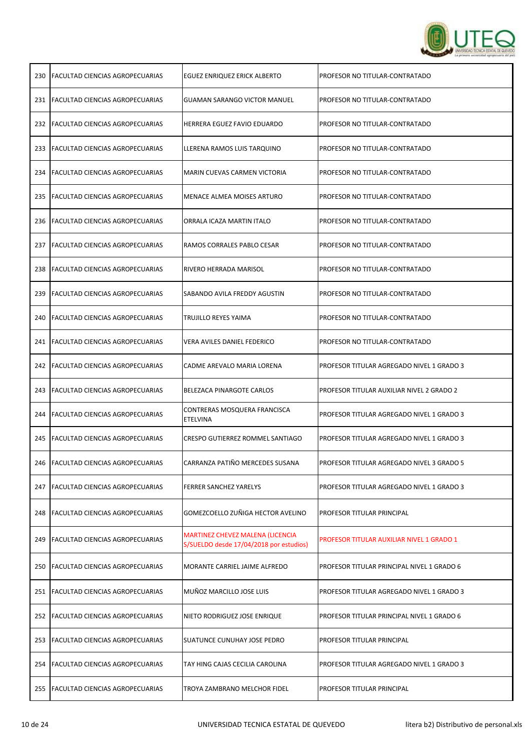| | | | |
|---|---|---|---|
| 230 | FACULTAD CIENCIAS AGROPECUARIAS | EGUEZ ENRIQUEZ ERICK ALBERTO | PROFESOR NO TITULAR-CONTRATADO |
| 231 | FACULTAD CIENCIAS AGROPECUARIAS | GUAMAN SARANGO VICTOR MANUEL | PROFESOR NO TITULAR-CONTRATADO |
| 232 | FACULTAD CIENCIAS AGROPECUARIAS | HERRERA EGUEZ FAVIO EDUARDO | PROFESOR NO TITULAR-CONTRATADO |
| 233 | FACULTAD CIENCIAS AGROPECUARIAS | LLERENA RAMOS LUIS TARQUINO | PROFESOR NO TITULAR-CONTRATADO |
| 234 | FACULTAD CIENCIAS AGROPECUARIAS | MARIN CUEVAS CARMEN VICTORIA | PROFESOR NO TITULAR-CONTRATADO |
| 235 | FACULTAD CIENCIAS AGROPECUARIAS | MENACE ALMEA MOISES ARTURO | PROFESOR NO TITULAR-CONTRATADO |
| 236 | FACULTAD CIENCIAS AGROPECUARIAS | ORRALA ICAZA MARTIN ITALO | PROFESOR NO TITULAR-CONTRATADO |
| 237 | FACULTAD CIENCIAS AGROPECUARIAS | RAMOS CORRALES PABLO CESAR | PROFESOR NO TITULAR-CONTRATADO |
| 238 | FACULTAD CIENCIAS AGROPECUARIAS | RIVERO HERRADA MARISOL | PROFESOR NO TITULAR-CONTRATADO |
| 239 | FACULTAD CIENCIAS AGROPECUARIAS | SABANDO AVILA FREDDY AGUSTIN | PROFESOR NO TITULAR-CONTRATADO |
| 240 | FACULTAD CIENCIAS AGROPECUARIAS | TRUJILLO REYES YAIMA | PROFESOR NO TITULAR-CONTRATADO |
| 241 | FACULTAD CIENCIAS AGROPECUARIAS | VERA AVILES DANIEL FEDERICO | PROFESOR NO TITULAR-CONTRATADO |
| 242 | FACULTAD CIENCIAS AGROPECUARIAS | CADME AREVALO MARIA LORENA | PROFESOR TITULAR AGREGADO NIVEL 1 GRADO 3 |
| 243 | FACULTAD CIENCIAS AGROPECUARIAS | BELEZACA PINARGOTE CARLOS | PROFESOR TITULAR AUXILIAR NIVEL 2 GRADO 2 |
| 244 | FACULTAD CIENCIAS AGROPECUARIAS | CONTRERAS MOSQUERA FRANCISCA ETELVINA | PROFESOR TITULAR AGREGADO NIVEL 1 GRADO 3 |
| 245 | FACULTAD CIENCIAS AGROPECUARIAS | CRESPO GUTIERREZ ROMMEL SANTIAGO | PROFESOR TITULAR AGREGADO NIVEL 1 GRADO 3 |
| 246 | FACULTAD CIENCIAS AGROPECUARIAS | CARRANZA PATIÑO MERCEDES SUSANA | PROFESOR TITULAR AGREGADO NIVEL 3 GRADO 5 |
| 247 | FACULTAD CIENCIAS AGROPECUARIAS | FERRER SANCHEZ YARELYS | PROFESOR TITULAR AGREGADO NIVEL 1 GRADO 3 |
| 248 | FACULTAD CIENCIAS AGROPECUARIAS | GOMEZCOELLO ZUÑIGA HECTOR AVELINO | PROFESOR TITULAR PRINCIPAL |
| 249 | FACULTAD CIENCIAS AGROPECUARIAS | MARTINEZ CHEVEZ MALENA (LICENCIA S/SUELDO desde 17/04/2018 por estudios) | PROFESOR TITULAR AUXILIAR NIVEL 1 GRADO 1 |
| 250 | FACULTAD CIENCIAS AGROPECUARIAS | MORANTE CARRIEL JAIME ALFREDO | PROFESOR TITULAR PRINCIPAL NIVEL 1 GRADO 6 |
| 251 | FACULTAD CIENCIAS AGROPECUARIAS | MUÑOZ MARCILLO JOSE LUIS | PROFESOR TITULAR AGREGADO NIVEL 1 GRADO 3 |
| 252 | FACULTAD CIENCIAS AGROPECUARIAS | NIETO RODRIGUEZ JOSE ENRIQUE | PROFESOR TITULAR PRINCIPAL NIVEL 1 GRADO 6 |
| 253 | FACULTAD CIENCIAS AGROPECUARIAS | SUATUNCE CUNUHAY JOSE PEDRO | PROFESOR TITULAR PRINCIPAL |
| 254 | FACULTAD CIENCIAS AGROPECUARIAS | TAY HING CAJAS CECILIA CAROLINA | PROFESOR TITULAR AGREGADO NIVEL 1 GRADO 3 |
| 255 | FACULTAD CIENCIAS AGROPECUARIAS | TROYA ZAMBRANO MELCHOR FIDEL | PROFESOR TITULAR PRINCIPAL |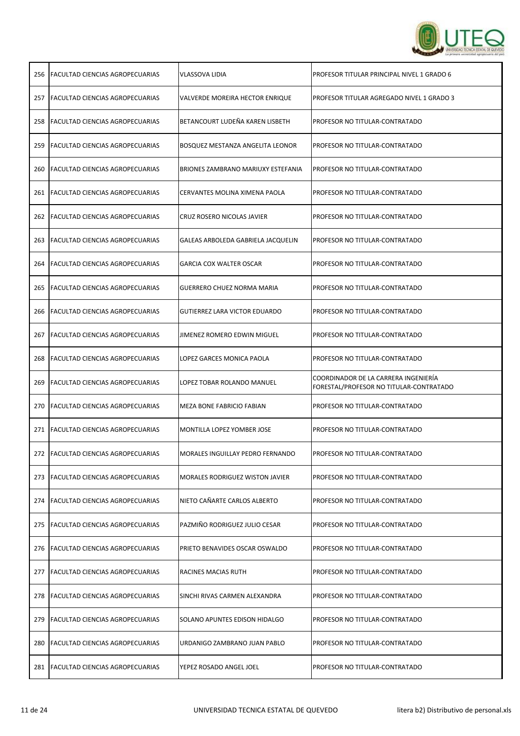| | | | |
|---|---|---|---|
| 256 | FACULTAD CIENCIAS AGROPECUARIAS | VLASSOVA LIDIA | PROFESOR TITULAR PRINCIPAL NIVEL 1 GRADO 6 |
| 257 | FACULTAD CIENCIAS AGROPECUARIAS | VALVERDE MOREIRA HECTOR ENRIQUE | PROFESOR TITULAR AGREGADO NIVEL 1 GRADO 3 |
| 258 | FACULTAD CIENCIAS AGROPECUARIAS | BETANCOURT LUDEÑA KAREN LISBETH | PROFESOR NO TITULAR-CONTRATADO |
| 259 | FACULTAD CIENCIAS AGROPECUARIAS | BOSQUEZ MESTANZA ANGELITA LEONOR | PROFESOR NO TITULAR-CONTRATADO |
| 260 | FACULTAD CIENCIAS AGROPECUARIAS | BRIONES ZAMBRANO MARIUXY ESTEFANIA | PROFESOR NO TITULAR-CONTRATADO |
| 261 | FACULTAD CIENCIAS AGROPECUARIAS | CERVANTES MOLINA XIMENA PAOLA | PROFESOR NO TITULAR-CONTRATADO |
| 262 | FACULTAD CIENCIAS AGROPECUARIAS | CRUZ ROSERO NICOLAS JAVIER | PROFESOR NO TITULAR-CONTRATADO |
| 263 | FACULTAD CIENCIAS AGROPECUARIAS | GALEAS ARBOLEDA GABRIELA JACQUELIN | PROFESOR NO TITULAR-CONTRATADO |
| 264 | FACULTAD CIENCIAS AGROPECUARIAS | GARCIA COX WALTER OSCAR | PROFESOR NO TITULAR-CONTRATADO |
| 265 | FACULTAD CIENCIAS AGROPECUARIAS | GUERRERO CHUEZ NORMA MARIA | PROFESOR NO TITULAR-CONTRATADO |
| 266 | FACULTAD CIENCIAS AGROPECUARIAS | GUTIERREZ LARA VICTOR EDUARDO | PROFESOR NO TITULAR-CONTRATADO |
| 267 | FACULTAD CIENCIAS AGROPECUARIAS | JIMENEZ ROMERO EDWIN MIGUEL | PROFESOR NO TITULAR-CONTRATADO |
| 268 | FACULTAD CIENCIAS AGROPECUARIAS | LOPEZ GARCES MONICA PAOLA | PROFESOR NO TITULAR-CONTRATADO |
| 269 | FACULTAD CIENCIAS AGROPECUARIAS | LOPEZ TOBAR ROLANDO MANUEL | COORDINADOR DE LA CARRERA INGENIERÍA FORESTAL/PROFESOR NO TITULAR-CONTRATADO |
| 270 | FACULTAD CIENCIAS AGROPECUARIAS | MEZA BONE FABRICIO FABIAN | PROFESOR NO TITULAR-CONTRATADO |
| 271 | FACULTAD CIENCIAS AGROPECUARIAS | MONTILLA LOPEZ YOMBER JOSE | PROFESOR NO TITULAR-CONTRATADO |
| 272 | FACULTAD CIENCIAS AGROPECUARIAS | MORALES INGUILLAY PEDRO FERNANDO | PROFESOR NO TITULAR-CONTRATADO |
| 273 | FACULTAD CIENCIAS AGROPECUARIAS | MORALES RODRIGUEZ WISTON JAVIER | PROFESOR NO TITULAR-CONTRATADO |
| 274 | FACULTAD CIENCIAS AGROPECUARIAS | NIETO CAÑARTE CARLOS ALBERTO | PROFESOR NO TITULAR-CONTRATADO |
| 275 | FACULTAD CIENCIAS AGROPECUARIAS | PAZMIÑO RODRIGUEZ JULIO CESAR | PROFESOR NO TITULAR-CONTRATADO |
| 276 | FACULTAD CIENCIAS AGROPECUARIAS | PRIETO BENAVIDES OSCAR OSWALDO | PROFESOR NO TITULAR-CONTRATADO |
| 277 | FACULTAD CIENCIAS AGROPECUARIAS | RACINES MACIAS RUTH | PROFESOR NO TITULAR-CONTRATADO |
| 278 | FACULTAD CIENCIAS AGROPECUARIAS | SINCHI RIVAS CARMEN ALEXANDRA | PROFESOR NO TITULAR-CONTRATADO |
| 279 | FACULTAD CIENCIAS AGROPECUARIAS | SOLANO APUNTES EDISON HIDALGO | PROFESOR NO TITULAR-CONTRATADO |
| 280 | FACULTAD CIENCIAS AGROPECUARIAS | URDANIGO ZAMBRANO JUAN PABLO | PROFESOR NO TITULAR-CONTRATADO |
| 281 | FACULTAD CIENCIAS AGROPECUARIAS | YEPEZ ROSADO ANGEL JOEL | PROFESOR NO TITULAR-CONTRATADO |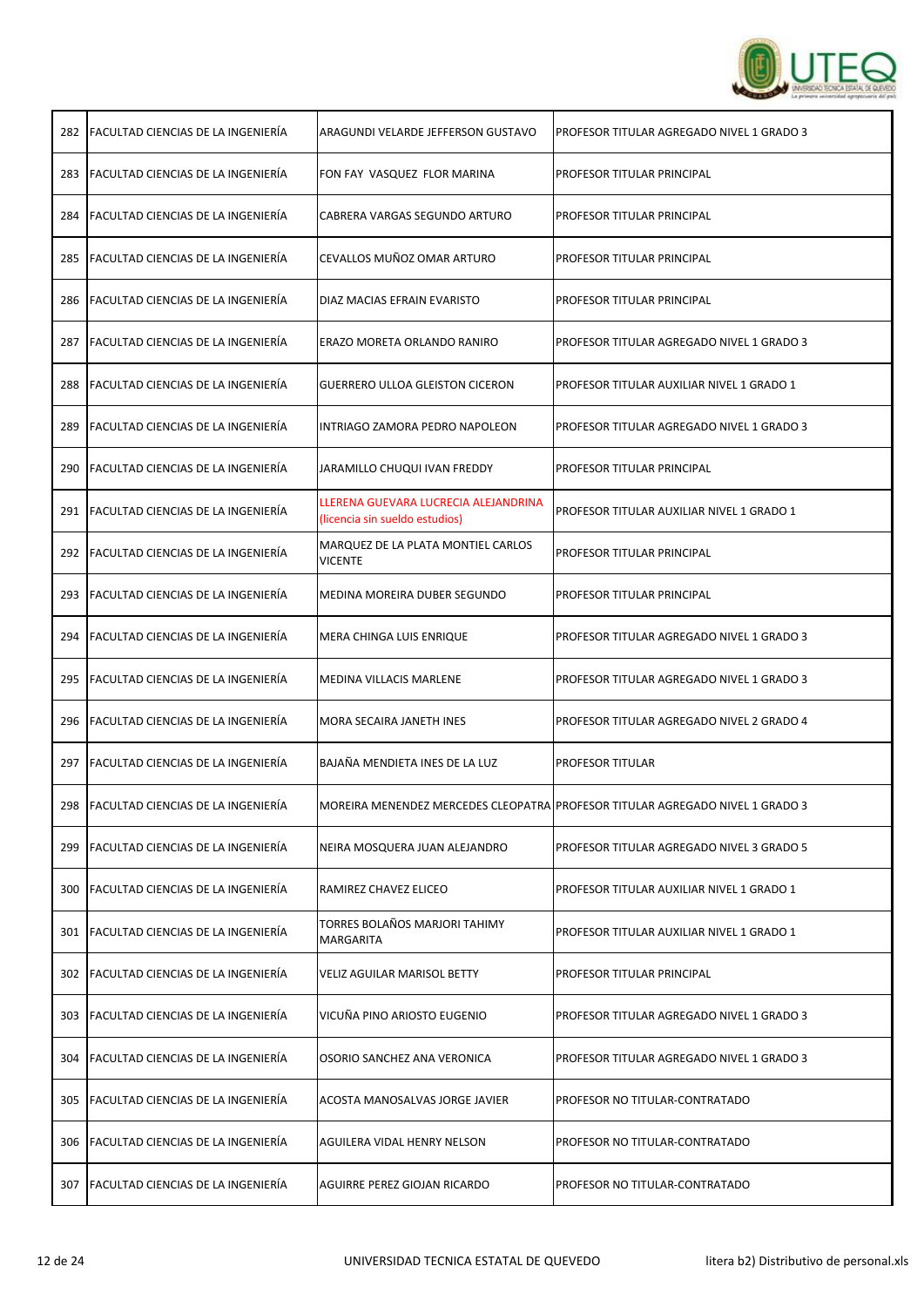| | | | |
|---|---|---|---|
| 282 | FACULTAD CIENCIAS DE LA INGENIERÍA | ARAGUNDI VELARDE JEFFERSON GUSTAVO | PROFESOR TITULAR AGREGADO NIVEL 1 GRADO 3 |
| 283 | FACULTAD CIENCIAS DE LA INGENIERÍA | FON FAY VASQUEZ FLOR MARINA | PROFESOR TITULAR PRINCIPAL |
| 284 | FACULTAD CIENCIAS DE LA INGENIERÍA | CABRERA VARGAS SEGUNDO ARTURO | PROFESOR TITULAR PRINCIPAL |
| 285 | FACULTAD CIENCIAS DE LA INGENIERÍA | CEVALLOS MUÑOZ OMAR ARTURO | PROFESOR TITULAR PRINCIPAL |
| 286 | FACULTAD CIENCIAS DE LA INGENIERÍA | DIAZ MACIAS EFRAIN EVARISTO | PROFESOR TITULAR PRINCIPAL |
| 287 | FACULTAD CIENCIAS DE LA INGENIERÍA | ERAZO MORETA ORLANDO RANIRO | PROFESOR TITULAR AGREGADO NIVEL 1 GRADO 3 |
| 288 | FACULTAD CIENCIAS DE LA INGENIERÍA | GUERRERO ULLOA GLEISTON CICERON | PROFESOR TITULAR AUXILIAR NIVEL 1 GRADO 1 |
| 289 | FACULTAD CIENCIAS DE LA INGENIERÍA | INTRIAGO ZAMORA PEDRO NAPOLEON | PROFESOR TITULAR AGREGADO NIVEL 1 GRADO 3 |
| 290 | FACULTAD CIENCIAS DE LA INGENIERÍA | JARAMILLO CHUQUI IVAN FREDDY | PROFESOR TITULAR PRINCIPAL |
| 291 | FACULTAD CIENCIAS DE LA INGENIERÍA | LLERENA GUEVARA LUCRECIA ALEJANDRINA (licencia sin sueldo estudios) | PROFESOR TITULAR AUXILIAR NIVEL 1 GRADO 1 |
| 292 | FACULTAD CIENCIAS DE LA INGENIERÍA | MARQUEZ DE LA PLATA MONTIEL CARLOS VICENTE | PROFESOR TITULAR PRINCIPAL |
| 293 | FACULTAD CIENCIAS DE LA INGENIERÍA | MEDINA MOREIRA DUBER SEGUNDO | PROFESOR TITULAR PRINCIPAL |
| 294 | FACULTAD CIENCIAS DE LA INGENIERÍA | MERA CHINGA LUIS ENRIQUE | PROFESOR TITULAR AGREGADO NIVEL 1 GRADO 3 |
| 295 | FACULTAD CIENCIAS DE LA INGENIERÍA | MEDINA VILLACIS MARLENE | PROFESOR TITULAR AGREGADO NIVEL 1 GRADO 3 |
| 296 | FACULTAD CIENCIAS DE LA INGENIERÍA | MORA SECAIRA JANETH INES | PROFESOR TITULAR AGREGADO NIVEL 2 GRADO 4 |
| 297 | FACULTAD CIENCIAS DE LA INGENIERÍA | BAJAÑA MENDIETA INES DE LA LUZ | PROFESOR TITULAR |
| 298 | FACULTAD CIENCIAS DE LA INGENIERÍA | MOREIRA MENENDEZ MERCEDES CLEOPATRA | PROFESOR TITULAR AGREGADO NIVEL 1 GRADO 3 |
| 299 | FACULTAD CIENCIAS DE LA INGENIERÍA | NEIRA MOSQUERA JUAN ALEJANDRO | PROFESOR TITULAR AGREGADO NIVEL 3 GRADO 5 |
| 300 | FACULTAD CIENCIAS DE LA INGENIERÍA | RAMIREZ CHAVEZ ELICEO | PROFESOR TITULAR AUXILIAR NIVEL 1 GRADO 1 |
| 301 | FACULTAD CIENCIAS DE LA INGENIERÍA | TORRES BOLAÑOS MARJORI TAHIMY MARGARITA | PROFESOR TITULAR AUXILIAR NIVEL 1 GRADO 1 |
| 302 | FACULTAD CIENCIAS DE LA INGENIERÍA | VELIZ AGUILAR MARISOL BETTY | PROFESOR TITULAR PRINCIPAL |
| 303 | FACULTAD CIENCIAS DE LA INGENIERÍA | VICUÑA PINO ARIOSTO EUGENIO | PROFESOR TITULAR AGREGADO NIVEL 1 GRADO 3 |
| 304 | FACULTAD CIENCIAS DE LA INGENIERÍA | OSORIO SANCHEZ ANA VERONICA | PROFESOR TITULAR AGREGADO NIVEL 1 GRADO 3 |
| 305 | FACULTAD CIENCIAS DE LA INGENIERÍA | ACOSTA MANOSALVAS JORGE JAVIER | PROFESOR NO TITULAR-CONTRATADO |
| 306 | FACULTAD CIENCIAS DE LA INGENIERÍA | AGUILERA VIDAL HENRY NELSON | PROFESOR NO TITULAR-CONTRATADO |
| 307 | FACULTAD CIENCIAS DE LA INGENIERÍA | AGUIRRE PEREZ GIOJAN RICARDO | PROFESOR NO TITULAR-CONTRATADO |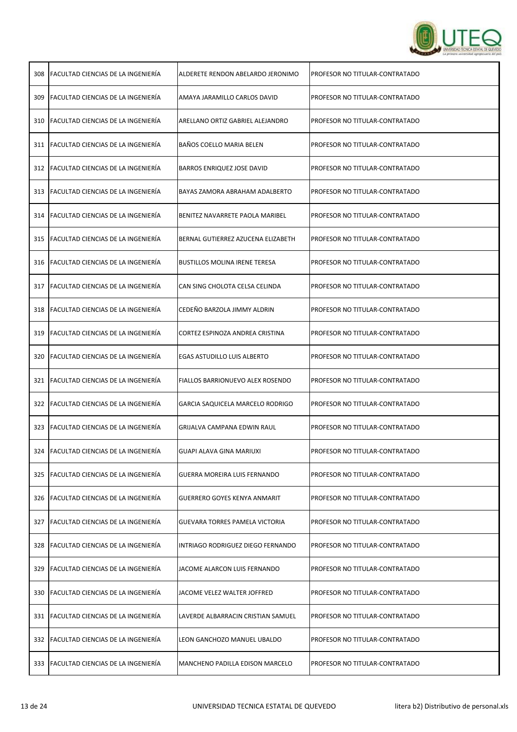| | | | |
|---|---|---|---|
| 308 | FACULTAD CIENCIAS DE LA INGENIERÍA | ALDERETE RENDON ABELARDO JERONIMO | PROFESOR NO TITULAR-CONTRATADO |
| 309 | FACULTAD CIENCIAS DE LA INGENIERÍA | AMAYA JARAMILLO CARLOS DAVID | PROFESOR NO TITULAR-CONTRATADO |
| 310 | FACULTAD CIENCIAS DE LA INGENIERÍA | ARELLANO ORTIZ GABRIEL ALEJANDRO | PROFESOR NO TITULAR-CONTRATADO |
| 311 | FACULTAD CIENCIAS DE LA INGENIERÍA | BAÑOS COELLO MARIA BELEN | PROFESOR NO TITULAR-CONTRATADO |
| 312 | FACULTAD CIENCIAS DE LA INGENIERÍA | BARROS ENRIQUEZ JOSE DAVID | PROFESOR NO TITULAR-CONTRATADO |
| 313 | FACULTAD CIENCIAS DE LA INGENIERÍA | BAYAS ZAMORA ABRAHAM ADALBERTO | PROFESOR NO TITULAR-CONTRATADO |
| 314 | FACULTAD CIENCIAS DE LA INGENIERÍA | BENITEZ NAVARRETE PAOLA MARIBEL | PROFESOR NO TITULAR-CONTRATADO |
| 315 | FACULTAD CIENCIAS DE LA INGENIERÍA | BERNAL GUTIERREZ AZUCENA ELIZABETH | PROFESOR NO TITULAR-CONTRATADO |
| 316 | FACULTAD CIENCIAS DE LA INGENIERÍA | BUSTILLOS MOLINA IRENE TERESA | PROFESOR NO TITULAR-CONTRATADO |
| 317 | FACULTAD CIENCIAS DE LA INGENIERÍA | CAN SING CHOLOTA CELSA CELINDA | PROFESOR NO TITULAR-CONTRATADO |
| 318 | FACULTAD CIENCIAS DE LA INGENIERÍA | CEDEÑO BARZOLA JIMMY ALDRIN | PROFESOR NO TITULAR-CONTRATADO |
| 319 | FACULTAD CIENCIAS DE LA INGENIERÍA | CORTEZ ESPINOZA ANDREA CRISTINA | PROFESOR NO TITULAR-CONTRATADO |
| 320 | FACULTAD CIENCIAS DE LA INGENIERÍA | EGAS ASTUDILLO LUIS ALBERTO | PROFESOR NO TITULAR-CONTRATADO |
| 321 | FACULTAD CIENCIAS DE LA INGENIERÍA | FIALLOS BARRIONUEVO ALEX ROSENDO | PROFESOR NO TITULAR-CONTRATADO |
| 322 | FACULTAD CIENCIAS DE LA INGENIERÍA | GARCIA SAQUICELA MARCELO RODRIGO | PROFESOR NO TITULAR-CONTRATADO |
| 323 | FACULTAD CIENCIAS DE LA INGENIERÍA | GRIJALVA CAMPANA EDWIN RAUL | PROFESOR NO TITULAR-CONTRATADO |
| 324 | FACULTAD CIENCIAS DE LA INGENIERÍA | GUAPI ALAVA GINA MARIUXI | PROFESOR NO TITULAR-CONTRATADO |
| 325 | FACULTAD CIENCIAS DE LA INGENIERÍA | GUERRA MOREIRA LUIS FERNANDO | PROFESOR NO TITULAR-CONTRATADO |
| 326 | FACULTAD CIENCIAS DE LA INGENIERÍA | GUERRERO GOYES KENYA ANMARIT | PROFESOR NO TITULAR-CONTRATADO |
| 327 | FACULTAD CIENCIAS DE LA INGENIERÍA | GUEVARA TORRES PAMELA VICTORIA | PROFESOR NO TITULAR-CONTRATADO |
| 328 | FACULTAD CIENCIAS DE LA INGENIERÍA | INTRIAGO RODRIGUEZ DIEGO FERNANDO | PROFESOR NO TITULAR-CONTRATADO |
| 329 | FACULTAD CIENCIAS DE LA INGENIERÍA | JACOME ALARCON LUIS FERNANDO | PROFESOR NO TITULAR-CONTRATADO |
| 330 | FACULTAD CIENCIAS DE LA INGENIERÍA | JACOME VELEZ WALTER JOFFRED | PROFESOR NO TITULAR-CONTRATADO |
| 331 | FACULTAD CIENCIAS DE LA INGENIERÍA | LAVERDE ALBARRACIN CRISTIAN SAMUEL | PROFESOR NO TITULAR-CONTRATADO |
| 332 | FACULTAD CIENCIAS DE LA INGENIERÍA | LEON GANCHOZO MANUEL UBALDO | PROFESOR NO TITULAR-CONTRATADO |
| 333 | FACULTAD CIENCIAS DE LA INGENIERÍA | MANCHENO PADILLA EDISON MARCELO | PROFESOR NO TITULAR-CONTRATADO |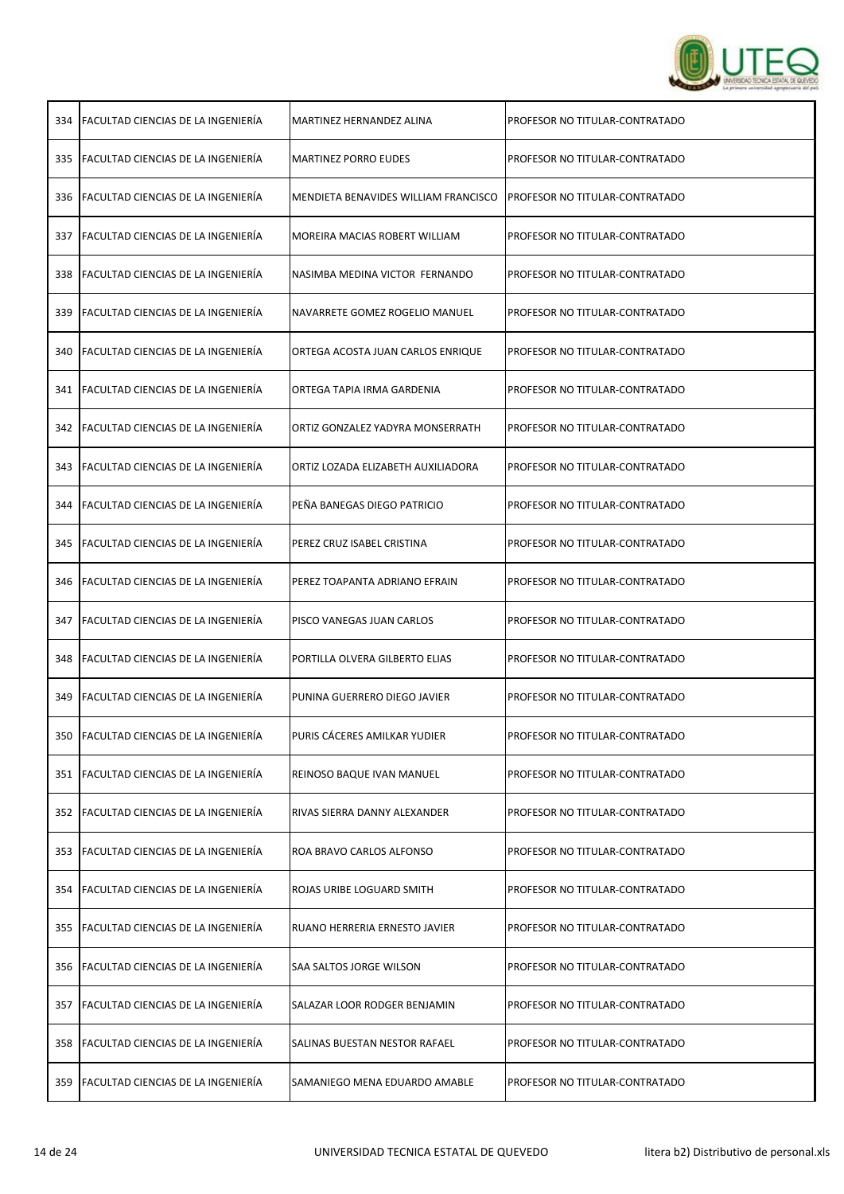| | | | |
|---|---|---|---|
| 334 | FACULTAD CIENCIAS DE LA INGENIERÍA | MARTINEZ HERNANDEZ ALINA | PROFESOR NO TITULAR-CONTRATADO |
| 335 | FACULTAD CIENCIAS DE LA INGENIERÍA | MARTINEZ PORRO EUDES | PROFESOR NO TITULAR-CONTRATADO |
| 336 | FACULTAD CIENCIAS DE LA INGENIERÍA | MENDIETA BENAVIDES WILLIAM FRANCISCO | PROFESOR NO TITULAR-CONTRATADO |
| 337 | FACULTAD CIENCIAS DE LA INGENIERÍA | MOREIRA MACIAS ROBERT WILLIAM | PROFESOR NO TITULAR-CONTRATADO |
| 338 | FACULTAD CIENCIAS DE LA INGENIERÍA | NASIMBA MEDINA VICTOR FERNANDO | PROFESOR NO TITULAR-CONTRATADO |
| 339 | FACULTAD CIENCIAS DE LA INGENIERÍA | NAVARRETE GOMEZ ROGELIO MANUEL | PROFESOR NO TITULAR-CONTRATADO |
| 340 | FACULTAD CIENCIAS DE LA INGENIERÍA | ORTEGA ACOSTA JUAN CARLOS ENRIQUE | PROFESOR NO TITULAR-CONTRATADO |
| 341 | FACULTAD CIENCIAS DE LA INGENIERÍA | ORTEGA TAPIA IRMA GARDENIA | PROFESOR NO TITULAR-CONTRATADO |
| 342 | FACULTAD CIENCIAS DE LA INGENIERÍA | ORTIZ GONZALEZ YADYRA MONSERRATH | PROFESOR NO TITULAR-CONTRATADO |
| 343 | FACULTAD CIENCIAS DE LA INGENIERÍA | ORTIZ LOZADA ELIZABETH AUXILIADORA | PROFESOR NO TITULAR-CONTRATADO |
| 344 | FACULTAD CIENCIAS DE LA INGENIERÍA | PEÑA BANEGAS DIEGO PATRICIO | PROFESOR NO TITULAR-CONTRATADO |
| 345 | FACULTAD CIENCIAS DE LA INGENIERÍA | PEREZ CRUZ ISABEL CRISTINA | PROFESOR NO TITULAR-CONTRATADO |
| 346 | FACULTAD CIENCIAS DE LA INGENIERÍA | PEREZ TOAPANTA ADRIANO EFRAIN | PROFESOR NO TITULAR-CONTRATADO |
| 347 | FACULTAD CIENCIAS DE LA INGENIERÍA | PISCO VANEGAS JUAN CARLOS | PROFESOR NO TITULAR-CONTRATADO |
| 348 | FACULTAD CIENCIAS DE LA INGENIERÍA | PORTILLA OLVERA GILBERTO ELIAS | PROFESOR NO TITULAR-CONTRATADO |
| 349 | FACULTAD CIENCIAS DE LA INGENIERÍA | PUNINA GUERRERO DIEGO JAVIER | PROFESOR NO TITULAR-CONTRATADO |
| 350 | FACULTAD CIENCIAS DE LA INGENIERÍA | PURIS CÁCERES AMILKAR YUDIER | PROFESOR NO TITULAR-CONTRATADO |
| 351 | FACULTAD CIENCIAS DE LA INGENIERÍA | REINOSO BAQUE IVAN MANUEL | PROFESOR NO TITULAR-CONTRATADO |
| 352 | FACULTAD CIENCIAS DE LA INGENIERÍA | RIVAS SIERRA DANNY ALEXANDER | PROFESOR NO TITULAR-CONTRATADO |
| 353 | FACULTAD CIENCIAS DE LA INGENIERÍA | ROA BRAVO CARLOS ALFONSO | PROFESOR NO TITULAR-CONTRATADO |
| 354 | FACULTAD CIENCIAS DE LA INGENIERÍA | ROJAS URIBE LOGUARD SMITH | PROFESOR NO TITULAR-CONTRATADO |
| 355 | FACULTAD CIENCIAS DE LA INGENIERÍA | RUANO HERRERIA ERNESTO JAVIER | PROFESOR NO TITULAR-CONTRATADO |
| 356 | FACULTAD CIENCIAS DE LA INGENIERÍA | SAA SALTOS JORGE WILSON | PROFESOR NO TITULAR-CONTRATADO |
| 357 | FACULTAD CIENCIAS DE LA INGENIERÍA | SALAZAR LOOR RODGER BENJAMIN | PROFESOR NO TITULAR-CONTRATADO |
| 358 | FACULTAD CIENCIAS DE LA INGENIERÍA | SALINAS BUESTAN NESTOR RAFAEL | PROFESOR NO TITULAR-CONTRATADO |
| 359 | FACULTAD CIENCIAS DE LA INGENIERÍA | SAMANIEGO MENA EDUARDO AMABLE | PROFESOR NO TITULAR-CONTRATADO |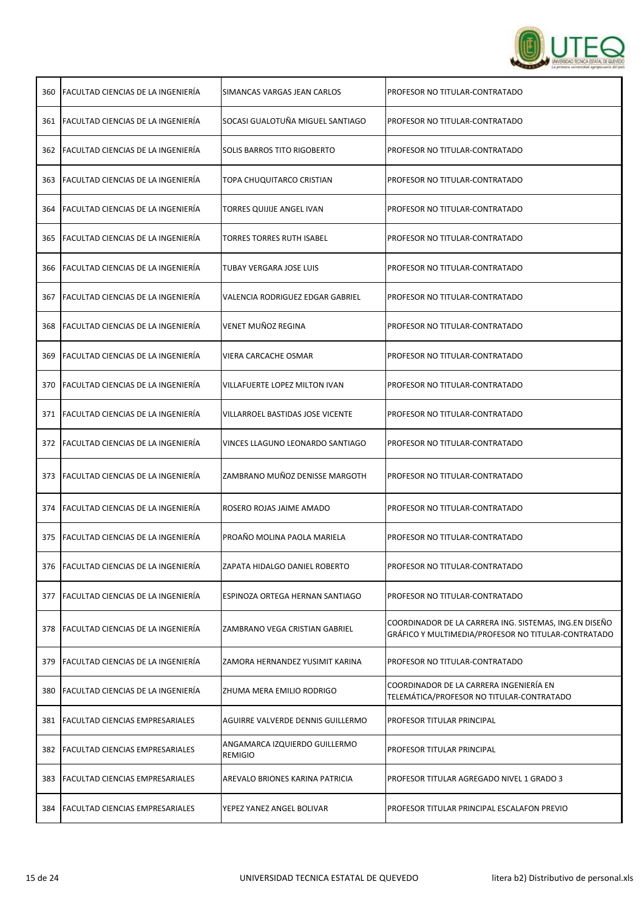| | | | |
|---|---|---|---|
| 360 | FACULTAD CIENCIAS DE LA INGENIERÍA | SIMANCAS VARGAS JEAN CARLOS | PROFESOR NO TITULAR-CONTRATADO |
| 361 | FACULTAD CIENCIAS DE LA INGENIERÍA | SOCASI GUALOTUÑA MIGUEL SANTIAGO | PROFESOR NO TITULAR-CONTRATADO |
| 362 | FACULTAD CIENCIAS DE LA INGENIERÍA | SOLIS BARROS TITO RIGOBERTO | PROFESOR NO TITULAR-CONTRATADO |
| 363 | FACULTAD CIENCIAS DE LA INGENIERÍA | TOPA CHUQUITARCO CRISTIAN | PROFESOR NO TITULAR-CONTRATADO |
| 364 | FACULTAD CIENCIAS DE LA INGENIERÍA | TORRES QUIJIJE ANGEL IVAN | PROFESOR NO TITULAR-CONTRATADO |
| 365 | FACULTAD CIENCIAS DE LA INGENIERÍA | TORRES TORRES RUTH ISABEL | PROFESOR NO TITULAR-CONTRATADO |
| 366 | FACULTAD CIENCIAS DE LA INGENIERÍA | TUBAY VERGARA JOSE LUIS | PROFESOR NO TITULAR-CONTRATADO |
| 367 | FACULTAD CIENCIAS DE LA INGENIERÍA | VALENCIA RODRIGUEZ EDGAR GABRIEL | PROFESOR NO TITULAR-CONTRATADO |
| 368 | FACULTAD CIENCIAS DE LA INGENIERÍA | VENET MUÑOZ REGINA | PROFESOR NO TITULAR-CONTRATADO |
| 369 | FACULTAD CIENCIAS DE LA INGENIERÍA | VIERA CARCACHE OSMAR | PROFESOR NO TITULAR-CONTRATADO |
| 370 | FACULTAD CIENCIAS DE LA INGENIERÍA | VILLAFUERTE LOPEZ MILTON IVAN | PROFESOR NO TITULAR-CONTRATADO |
| 371 | FACULTAD CIENCIAS DE LA INGENIERÍA | VILLARROEL BASTIDAS JOSE VICENTE | PROFESOR NO TITULAR-CONTRATADO |
| 372 | FACULTAD CIENCIAS DE LA INGENIERÍA | VINCES LLAGUNO LEONARDO SANTIAGO | PROFESOR NO TITULAR-CONTRATADO |
| 373 | FACULTAD CIENCIAS DE LA INGENIERÍA | ZAMBRANO MUÑOZ DENISSE MARGOTH | PROFESOR NO TITULAR-CONTRATADO |
| 374 | FACULTAD CIENCIAS DE LA INGENIERÍA | ROSERO ROJAS JAIME AMADO | PROFESOR NO TITULAR-CONTRATADO |
| 375 | FACULTAD CIENCIAS DE LA INGENIERÍA | PROAÑO MOLINA PAOLA MARIELA | PROFESOR NO TITULAR-CONTRATADO |
| 376 | FACULTAD CIENCIAS DE LA INGENIERÍA | ZAPATA HIDALGO DANIEL ROBERTO | PROFESOR NO TITULAR-CONTRATADO |
| 377 | FACULTAD CIENCIAS DE LA INGENIERÍA | ESPINOZA ORTEGA HERNAN SANTIAGO | PROFESOR NO TITULAR-CONTRATADO |
| 378 | FACULTAD CIENCIAS DE LA INGENIERÍA | ZAMBRANO VEGA CRISTIAN GABRIEL | COORDINADOR DE LA CARRERA ING. SISTEMAS, ING.EN DISEÑO GRÁFICO Y MULTIMEDIA/PROFESOR NO TITULAR-CONTRATADO |
| 379 | FACULTAD CIENCIAS DE LA INGENIERÍA | ZAMORA HERNANDEZ YUSIMIT KARINA | PROFESOR NO TITULAR-CONTRATADO |
| 380 | FACULTAD CIENCIAS DE LA INGENIERÍA | ZHUMA MERA EMILIO RODRIGO | COORDINADOR DE LA CARRERA INGENIERÍA EN TELEMÁTICA/PROFESOR NO TITULAR-CONTRATADO |
| 381 | FACULTAD CIENCIAS EMPRESARIALES | AGUIRRE VALVERDE DENNIS GUILLERMO | PROFESOR TITULAR PRINCIPAL |
| 382 | FACULTAD CIENCIAS EMPRESARIALES | ANGAMARCA IZQUIERDO GUILLERMO REMIGIO | PROFESOR TITULAR PRINCIPAL |
| 383 | FACULTAD CIENCIAS EMPRESARIALES | AREVALO BRIONES KARINA PATRICIA | PROFESOR TITULAR AGREGADO NIVEL 1 GRADO 3 |
| 384 | FACULTAD CIENCIAS EMPRESARIALES | YEPEZ YANEZ ANGEL BOLIVAR | PROFESOR TITULAR PRINCIPAL ESCALAFON PREVIO |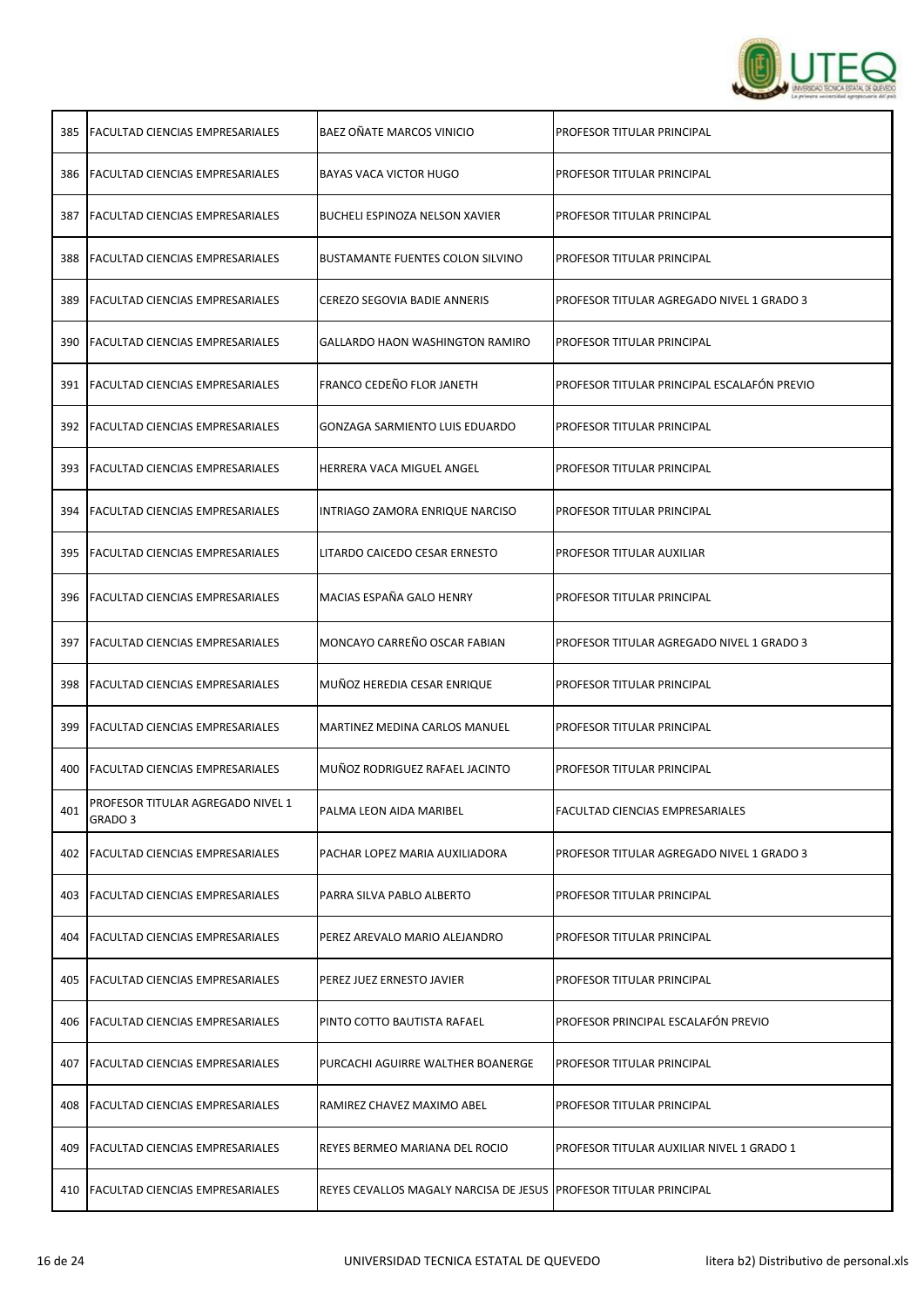| | | | |
|---|---|---|---|
| 385 | FACULTAD CIENCIAS EMPRESARIALES | BAEZ OÑATE MARCOS VINICIO | PROFESOR TITULAR PRINCIPAL |
| 386 | FACULTAD CIENCIAS EMPRESARIALES | BAYAS VACA VICTOR HUGO | PROFESOR TITULAR PRINCIPAL |
| 387 | FACULTAD CIENCIAS EMPRESARIALES | BUCHELI ESPINOZA NELSON XAVIER | PROFESOR TITULAR PRINCIPAL |
| 388 | FACULTAD CIENCIAS EMPRESARIALES | BUSTAMANTE FUENTES COLON SILVINO | PROFESOR TITULAR PRINCIPAL |
| 389 | FACULTAD CIENCIAS EMPRESARIALES | CEREZO SEGOVIA BADIE ANNERIS | PROFESOR TITULAR AGREGADO NIVEL 1 GRADO 3 |
| 390 | FACULTAD CIENCIAS EMPRESARIALES | GALLARDO HAON WASHINGTON RAMIRO | PROFESOR TITULAR PRINCIPAL |
| 391 | FACULTAD CIENCIAS EMPRESARIALES | FRANCO CEDEÑO FLOR JANETH | PROFESOR TITULAR PRINCIPAL ESCALAFÓN PREVIO |
| 392 | FACULTAD CIENCIAS EMPRESARIALES | GONZAGA SARMIENTO LUIS EDUARDO | PROFESOR TITULAR PRINCIPAL |
| 393 | FACULTAD CIENCIAS EMPRESARIALES | HERRERA VACA MIGUEL ANGEL | PROFESOR TITULAR PRINCIPAL |
| 394 | FACULTAD CIENCIAS EMPRESARIALES | INTRIAGO ZAMORA ENRIQUE NARCISO | PROFESOR TITULAR PRINCIPAL |
| 395 | FACULTAD CIENCIAS EMPRESARIALES | LITARDO CAICEDO CESAR ERNESTO | PROFESOR TITULAR AUXILIAR |
| 396 | FACULTAD CIENCIAS EMPRESARIALES | MACIAS ESPAÑA GALO HENRY | PROFESOR TITULAR PRINCIPAL |
| 397 | FACULTAD CIENCIAS EMPRESARIALES | MONCAYO CARREÑO OSCAR FABIAN | PROFESOR TITULAR AGREGADO NIVEL 1 GRADO 3 |
| 398 | FACULTAD CIENCIAS EMPRESARIALES | MUÑOZ HEREDIA CESAR ENRIQUE | PROFESOR TITULAR PRINCIPAL |
| 399 | FACULTAD CIENCIAS EMPRESARIALES | MARTINEZ MEDINA CARLOS MANUEL | PROFESOR TITULAR PRINCIPAL |
| 400 | FACULTAD CIENCIAS EMPRESARIALES | MUÑOZ RODRIGUEZ RAFAEL JACINTO | PROFESOR TITULAR PRINCIPAL |
| 401 | PROFESOR TITULAR AGREGADO NIVEL 1 GRADO 3 | PALMA LEON AIDA MARIBEL | FACULTAD CIENCIAS EMPRESARIALES |
| 402 | FACULTAD CIENCIAS EMPRESARIALES | PACHAR LOPEZ MARIA AUXILIADORA | PROFESOR TITULAR AGREGADO NIVEL 1 GRADO 3 |
| 403 | FACULTAD CIENCIAS EMPRESARIALES | PARRA SILVA PABLO ALBERTO | PROFESOR TITULAR PRINCIPAL |
| 404 | FACULTAD CIENCIAS EMPRESARIALES | PEREZ AREVALO MARIO ALEJANDRO | PROFESOR TITULAR PRINCIPAL |
| 405 | FACULTAD CIENCIAS EMPRESARIALES | PEREZ JUEZ ERNESTO JAVIER | PROFESOR TITULAR PRINCIPAL |
| 406 | FACULTAD CIENCIAS EMPRESARIALES | PINTO COTTO BAUTISTA RAFAEL | PROFESOR PRINCIPAL ESCALAFÓN PREVIO |
| 407 | FACULTAD CIENCIAS EMPRESARIALES | PURCACHI AGUIRRE WALTHER BOANERGE | PROFESOR TITULAR PRINCIPAL |
| 408 | FACULTAD CIENCIAS EMPRESARIALES | RAMIREZ CHAVEZ MAXIMO ABEL | PROFESOR TITULAR PRINCIPAL |
| 409 | FACULTAD CIENCIAS EMPRESARIALES | REYES BERMEO MARIANA DEL ROCIO | PROFESOR TITULAR AUXILIAR NIVEL 1 GRADO 1 |
| 410 | FACULTAD CIENCIAS EMPRESARIALES | REYES CEVALLOS MAGALY NARCISA DE JESUS | PROFESOR TITULAR PRINCIPAL |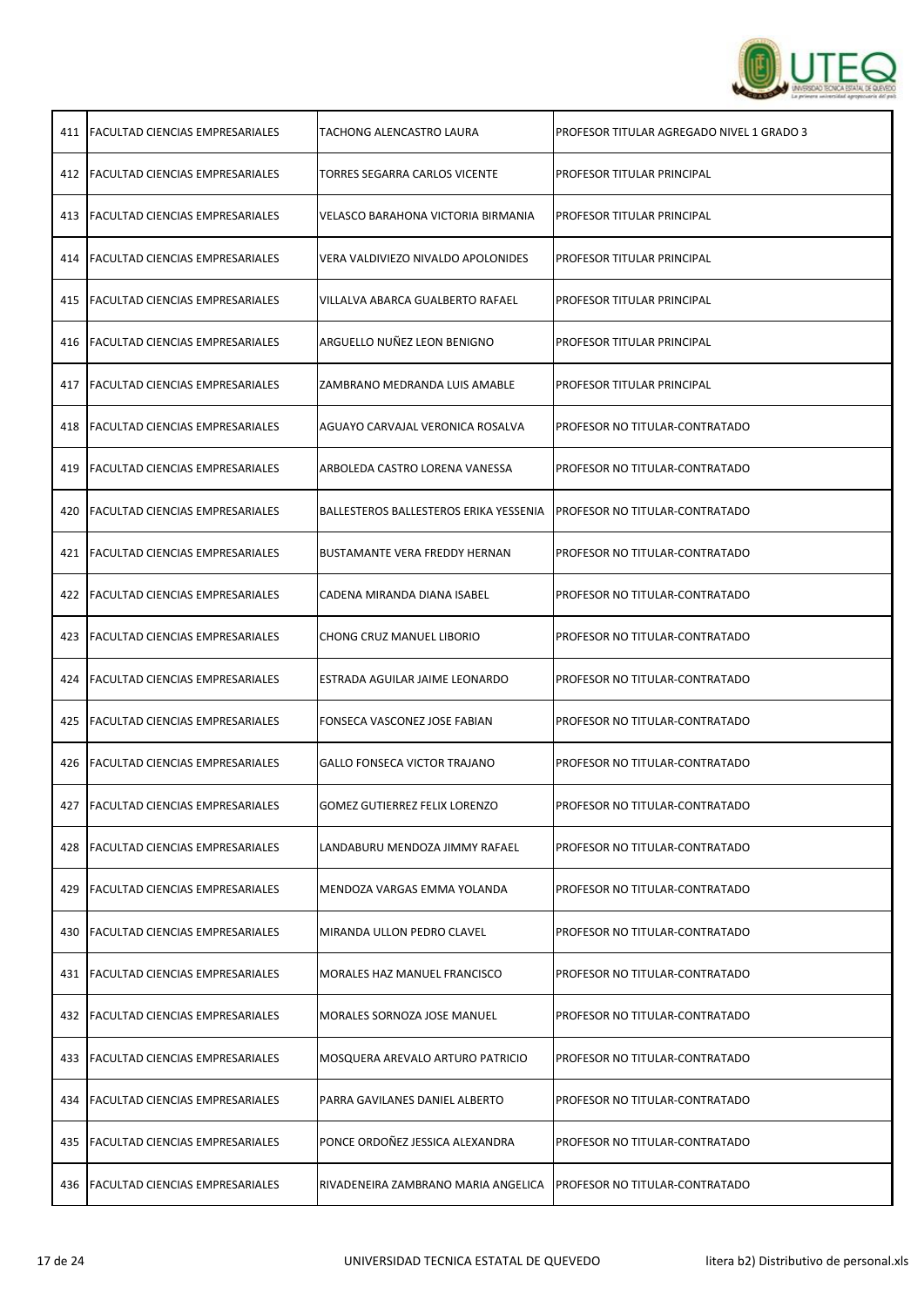| | | | |
|---|---|---|---|
| 411 | FACULTAD CIENCIAS EMPRESARIALES | TACHONG ALENCASTRO LAURA | PROFESOR TITULAR AGREGADO NIVEL 1 GRADO 3 |
| 412 | FACULTAD CIENCIAS EMPRESARIALES | TORRES SEGARRA CARLOS VICENTE | PROFESOR TITULAR PRINCIPAL |
| 413 | FACULTAD CIENCIAS EMPRESARIALES | VELASCO BARAHONA VICTORIA BIRMANIA | PROFESOR TITULAR PRINCIPAL |
| 414 | FACULTAD CIENCIAS EMPRESARIALES | VERA VALDIVIEZO NIVALDO APOLONIDES | PROFESOR TITULAR PRINCIPAL |
| 415 | FACULTAD CIENCIAS EMPRESARIALES | VILLALVA ABARCA GUALBERTO RAFAEL | PROFESOR TITULAR PRINCIPAL |
| 416 | FACULTAD CIENCIAS EMPRESARIALES | ARGUELLO NUÑEZ LEON BENIGNO | PROFESOR TITULAR PRINCIPAL |
| 417 | FACULTAD CIENCIAS EMPRESARIALES | ZAMBRANO MEDRANDA LUIS AMABLE | PROFESOR TITULAR PRINCIPAL |
| 418 | FACULTAD CIENCIAS EMPRESARIALES | AGUAYO CARVAJAL VERONICA ROSALVA | PROFESOR NO TITULAR-CONTRATADO |
| 419 | FACULTAD CIENCIAS EMPRESARIALES | ARBOLEDA CASTRO LORENA VANESSA | PROFESOR NO TITULAR-CONTRATADO |
| 420 | FACULTAD CIENCIAS EMPRESARIALES | BALLESTEROS BALLESTEROS ERIKA YESSENIA | PROFESOR NO TITULAR-CONTRATADO |
| 421 | FACULTAD CIENCIAS EMPRESARIALES | BUSTAMANTE VERA FREDDY HERNAN | PROFESOR NO TITULAR-CONTRATADO |
| 422 | FACULTAD CIENCIAS EMPRESARIALES | CADENA MIRANDA DIANA ISABEL | PROFESOR NO TITULAR-CONTRATADO |
| 423 | FACULTAD CIENCIAS EMPRESARIALES | CHONG CRUZ MANUEL LIBORIO | PROFESOR NO TITULAR-CONTRATADO |
| 424 | FACULTAD CIENCIAS EMPRESARIALES | ESTRADA AGUILAR JAIME LEONARDO | PROFESOR NO TITULAR-CONTRATADO |
| 425 | FACULTAD CIENCIAS EMPRESARIALES | FONSECA VASCONEZ JOSE FABIAN | PROFESOR NO TITULAR-CONTRATADO |
| 426 | FACULTAD CIENCIAS EMPRESARIALES | GALLO FONSECA VICTOR TRAJANO | PROFESOR NO TITULAR-CONTRATADO |
| 427 | FACULTAD CIENCIAS EMPRESARIALES | GOMEZ GUTIERREZ FELIX LORENZO | PROFESOR NO TITULAR-CONTRATADO |
| 428 | FACULTAD CIENCIAS EMPRESARIALES | LANDABURU MENDOZA JIMMY RAFAEL | PROFESOR NO TITULAR-CONTRATADO |
| 429 | FACULTAD CIENCIAS EMPRESARIALES | MENDOZA VARGAS EMMA YOLANDA | PROFESOR NO TITULAR-CONTRATADO |
| 430 | FACULTAD CIENCIAS EMPRESARIALES | MIRANDA ULLON PEDRO CLAVEL | PROFESOR NO TITULAR-CONTRATADO |
| 431 | FACULTAD CIENCIAS EMPRESARIALES | MORALES HAZ MANUEL FRANCISCO | PROFESOR NO TITULAR-CONTRATADO |
| 432 | FACULTAD CIENCIAS EMPRESARIALES | MORALES SORNOZA JOSE MANUEL | PROFESOR NO TITULAR-CONTRATADO |
| 433 | FACULTAD CIENCIAS EMPRESARIALES | MOSQUERA AREVALO ARTURO PATRICIO | PROFESOR NO TITULAR-CONTRATADO |
| 434 | FACULTAD CIENCIAS EMPRESARIALES | PARRA GAVILANES DANIEL ALBERTO | PROFESOR NO TITULAR-CONTRATADO |
| 435 | FACULTAD CIENCIAS EMPRESARIALES | PONCE ORDOÑEZ JESSICA ALEXANDRA | PROFESOR NO TITULAR-CONTRATADO |
| 436 | FACULTAD CIENCIAS EMPRESARIALES | RIVADENEIRA ZAMBRANO MARIA ANGELICA | PROFESOR NO TITULAR-CONTRATADO |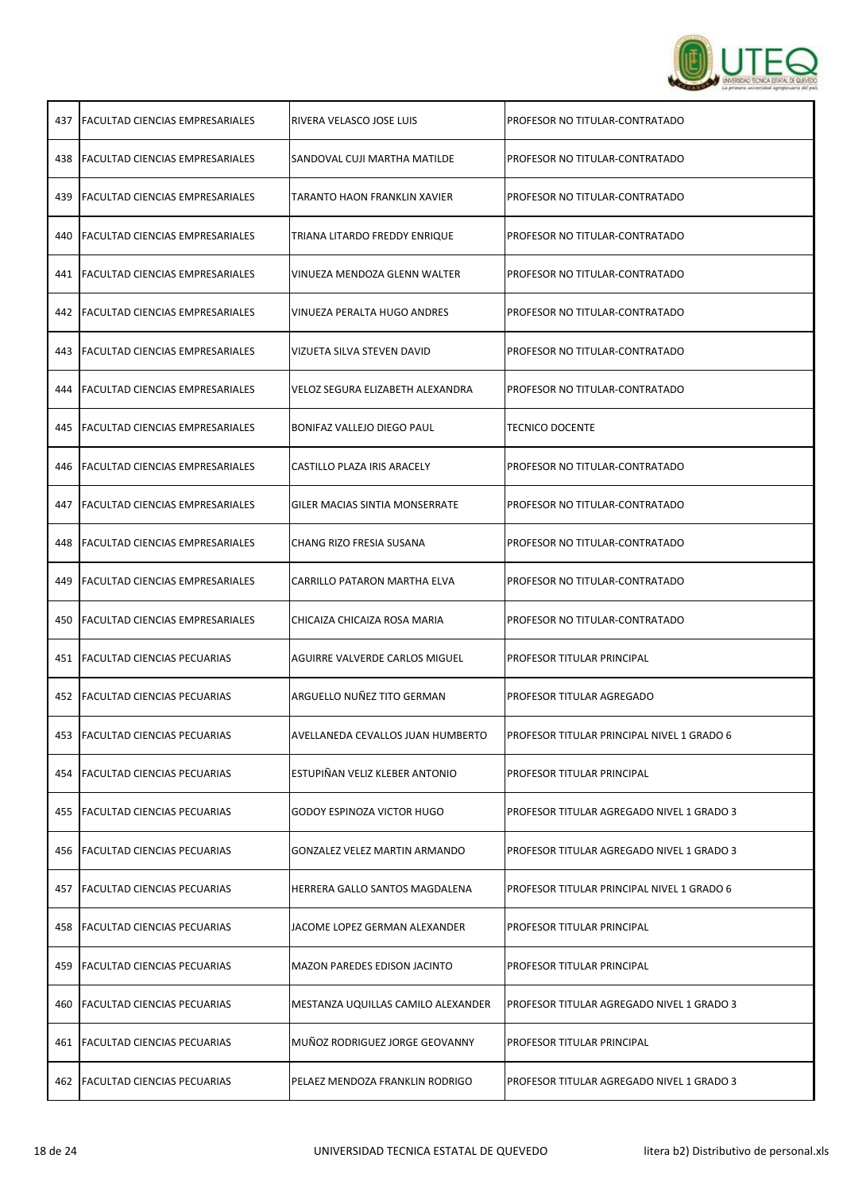| | | | |
|---|---|---|---|
| 437 | FACULTAD CIENCIAS EMPRESARIALES | RIVERA VELASCO JOSE LUIS | PROFESOR NO TITULAR-CONTRATADO |
| 438 | FACULTAD CIENCIAS EMPRESARIALES | SANDOVAL CUJI MARTHA MATILDE | PROFESOR NO TITULAR-CONTRATADO |
| 439 | FACULTAD CIENCIAS EMPRESARIALES | TARANTO HAON FRANKLIN XAVIER | PROFESOR NO TITULAR-CONTRATADO |
| 440 | FACULTAD CIENCIAS EMPRESARIALES | TRIANA LITARDO FREDDY ENRIQUE | PROFESOR NO TITULAR-CONTRATADO |
| 441 | FACULTAD CIENCIAS EMPRESARIALES | VINUEZA MENDOZA GLENN WALTER | PROFESOR NO TITULAR-CONTRATADO |
| 442 | FACULTAD CIENCIAS EMPRESARIALES | VINUEZA PERALTA HUGO ANDRES | PROFESOR NO TITULAR-CONTRATADO |
| 443 | FACULTAD CIENCIAS EMPRESARIALES | VIZUETA SILVA STEVEN DAVID | PROFESOR NO TITULAR-CONTRATADO |
| 444 | FACULTAD CIENCIAS EMPRESARIALES | VELOZ SEGURA ELIZABETH ALEXANDRA | PROFESOR NO TITULAR-CONTRATADO |
| 445 | FACULTAD CIENCIAS EMPRESARIALES | BONIFAZ VALLEJO DIEGO PAUL | TECNICO DOCENTE |
| 446 | FACULTAD CIENCIAS EMPRESARIALES | CASTILLO PLAZA IRIS ARACELY | PROFESOR NO TITULAR-CONTRATADO |
| 447 | FACULTAD CIENCIAS EMPRESARIALES | GILER MACIAS SINTIA MONSERRATE | PROFESOR NO TITULAR-CONTRATADO |
| 448 | FACULTAD CIENCIAS EMPRESARIALES | CHANG RIZO FRESIA SUSANA | PROFESOR NO TITULAR-CONTRATADO |
| 449 | FACULTAD CIENCIAS EMPRESARIALES | CARRILLO PATARON MARTHA ELVA | PROFESOR NO TITULAR-CONTRATADO |
| 450 | FACULTAD CIENCIAS EMPRESARIALES | CHICAIZA CHICAIZA ROSA MARIA | PROFESOR NO TITULAR-CONTRATADO |
| 451 | FACULTAD CIENCIAS PECUARIAS | AGUIRRE VALVERDE CARLOS MIGUEL | PROFESOR TITULAR PRINCIPAL |
| 452 | FACULTAD CIENCIAS PECUARIAS | ARGUELLO NUÑEZ TITO GERMAN | PROFESOR TITULAR AGREGADO |
| 453 | FACULTAD CIENCIAS PECUARIAS | AVELLANEDA CEVALLOS JUAN HUMBERTO | PROFESOR TITULAR PRINCIPAL NIVEL 1 GRADO 6 |
| 454 | FACULTAD CIENCIAS PECUARIAS | ESTUPIÑAN VELIZ KLEBER ANTONIO | PROFESOR TITULAR PRINCIPAL |
| 455 | FACULTAD CIENCIAS PECUARIAS | GODOY ESPINOZA VICTOR HUGO | PROFESOR TITULAR AGREGADO NIVEL 1 GRADO 3 |
| 456 | FACULTAD CIENCIAS PECUARIAS | GONZALEZ VELEZ MARTIN ARMANDO | PROFESOR TITULAR AGREGADO NIVEL 1 GRADO 3 |
| 457 | FACULTAD CIENCIAS PECUARIAS | HERRERA GALLO SANTOS MAGDALENA | PROFESOR TITULAR PRINCIPAL NIVEL 1 GRADO 6 |
| 458 | FACULTAD CIENCIAS PECUARIAS | JACOME LOPEZ GERMAN ALEXANDER | PROFESOR TITULAR PRINCIPAL |
| 459 | FACULTAD CIENCIAS PECUARIAS | MAZON PAREDES EDISON JACINTO | PROFESOR TITULAR PRINCIPAL |
| 460 | FACULTAD CIENCIAS PECUARIAS | MESTANZA UQUILLAS CAMILO ALEXANDER | PROFESOR TITULAR AGREGADO NIVEL 1 GRADO 3 |
| 461 | FACULTAD CIENCIAS PECUARIAS | MUÑOZ RODRIGUEZ JORGE GEOVANNY | PROFESOR TITULAR PRINCIPAL |
| 462 | FACULTAD CIENCIAS PECUARIAS | PELAEZ MENDOZA FRANKLIN RODRIGO | PROFESOR TITULAR AGREGADO NIVEL 1 GRADO 3 |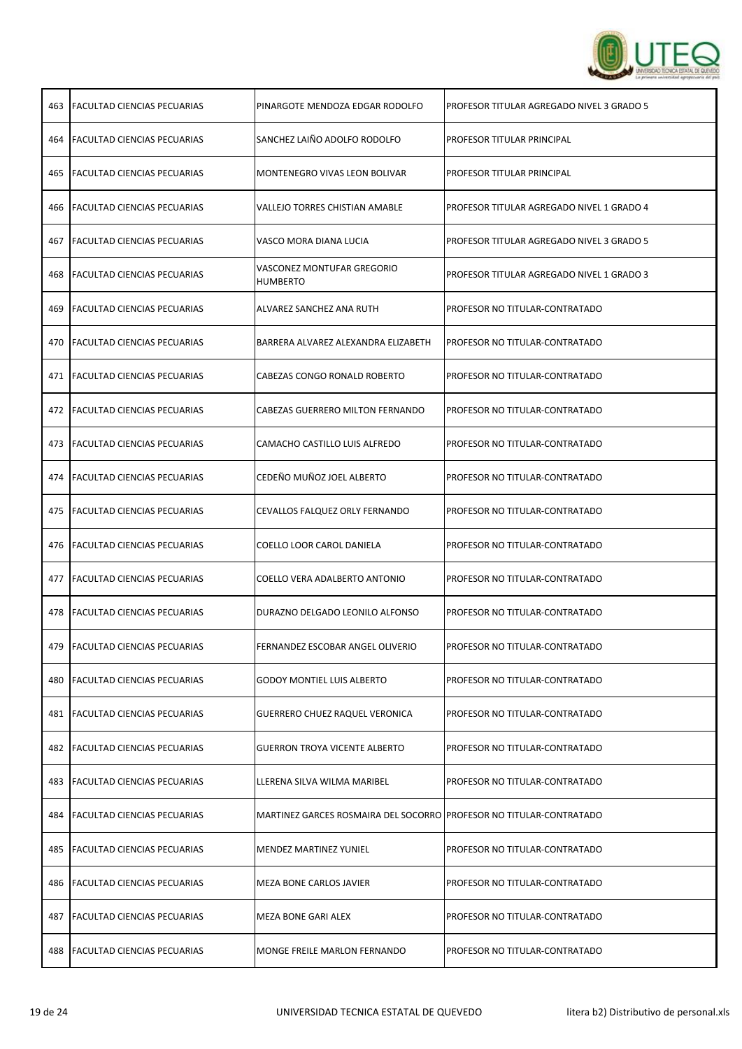| | | | |
|---|---|---|---|
| 463 | FACULTAD CIENCIAS PECUARIAS | PINARGOTE MENDOZA EDGAR RODOLFO | PROFESOR TITULAR AGREGADO NIVEL 3 GRADO 5 |
| 464 | FACULTAD CIENCIAS PECUARIAS | SANCHEZ LAIÑO ADOLFO RODOLFO | PROFESOR TITULAR PRINCIPAL |
| 465 | FACULTAD CIENCIAS PECUARIAS | MONTENEGRO VIVAS LEON BOLIVAR | PROFESOR TITULAR PRINCIPAL |
| 466 | FACULTAD CIENCIAS PECUARIAS | VALLEJO TORRES CHISTIAN AMABLE | PROFESOR TITULAR AGREGADO NIVEL 1 GRADO 4 |
| 467 | FACULTAD CIENCIAS PECUARIAS | VASCO MORA DIANA LUCIA | PROFESOR TITULAR AGREGADO NIVEL 3 GRADO 5 |
| 468 | FACULTAD CIENCIAS PECUARIAS | VASCONEZ MONTUFAR GREGORIO HUMBERTO | PROFESOR TITULAR AGREGADO NIVEL 1 GRADO 3 |
| 469 | FACULTAD CIENCIAS PECUARIAS | ALVAREZ SANCHEZ ANA RUTH | PROFESOR NO TITULAR-CONTRATADO |
| 470 | FACULTAD CIENCIAS PECUARIAS | BARRERA ALVAREZ ALEXANDRA ELIZABETH | PROFESOR NO TITULAR-CONTRATADO |
| 471 | FACULTAD CIENCIAS PECUARIAS | CABEZAS CONGO RONALD ROBERTO | PROFESOR NO TITULAR-CONTRATADO |
| 472 | FACULTAD CIENCIAS PECUARIAS | CABEZAS GUERRERO MILTON FERNANDO | PROFESOR NO TITULAR-CONTRATADO |
| 473 | FACULTAD CIENCIAS PECUARIAS | CAMACHO CASTILLO LUIS ALFREDO | PROFESOR NO TITULAR-CONTRATADO |
| 474 | FACULTAD CIENCIAS PECUARIAS | CEDEÑO MUÑOZ JOEL ALBERTO | PROFESOR NO TITULAR-CONTRATADO |
| 475 | FACULTAD CIENCIAS PECUARIAS | CEVALLOS FALQUEZ ORLY FERNANDO | PROFESOR NO TITULAR-CONTRATADO |
| 476 | FACULTAD CIENCIAS PECUARIAS | COELLO LOOR CAROL DANIELA | PROFESOR NO TITULAR-CONTRATADO |
| 477 | FACULTAD CIENCIAS PECUARIAS | COELLO VERA ADALBERTO ANTONIO | PROFESOR NO TITULAR-CONTRATADO |
| 478 | FACULTAD CIENCIAS PECUARIAS | DURAZNO DELGADO LEONILO ALFONSO | PROFESOR NO TITULAR-CONTRATADO |
| 479 | FACULTAD CIENCIAS PECUARIAS | FERNANDEZ ESCOBAR ANGEL OLIVERIO | PROFESOR NO TITULAR-CONTRATADO |
| 480 | FACULTAD CIENCIAS PECUARIAS | GODOY MONTIEL LUIS ALBERTO | PROFESOR NO TITULAR-CONTRATADO |
| 481 | FACULTAD CIENCIAS PECUARIAS | GUERRERO CHUEZ RAQUEL VERONICA | PROFESOR NO TITULAR-CONTRATADO |
| 482 | FACULTAD CIENCIAS PECUARIAS | GUERRON TROYA VICENTE ALBERTO | PROFESOR NO TITULAR-CONTRATADO |
| 483 | FACULTAD CIENCIAS PECUARIAS | LLERENA SILVA WILMA MARIBEL | PROFESOR NO TITULAR-CONTRATADO |
| 484 | FACULTAD CIENCIAS PECUARIAS | MARTINEZ GARCES ROSMAIRA DEL SOCORRO | PROFESOR NO TITULAR-CONTRATADO |
| 485 | FACULTAD CIENCIAS PECUARIAS | MENDEZ MARTINEZ YUNIEL | PROFESOR NO TITULAR-CONTRATADO |
| 486 | FACULTAD CIENCIAS PECUARIAS | MEZA BONE CARLOS JAVIER | PROFESOR NO TITULAR-CONTRATADO |
| 487 | FACULTAD CIENCIAS PECUARIAS | MEZA BONE GARI ALEX | PROFESOR NO TITULAR-CONTRATADO |
| 488 | FACULTAD CIENCIAS PECUARIAS | MONGE FREILE MARLON FERNANDO | PROFESOR NO TITULAR-CONTRATADO |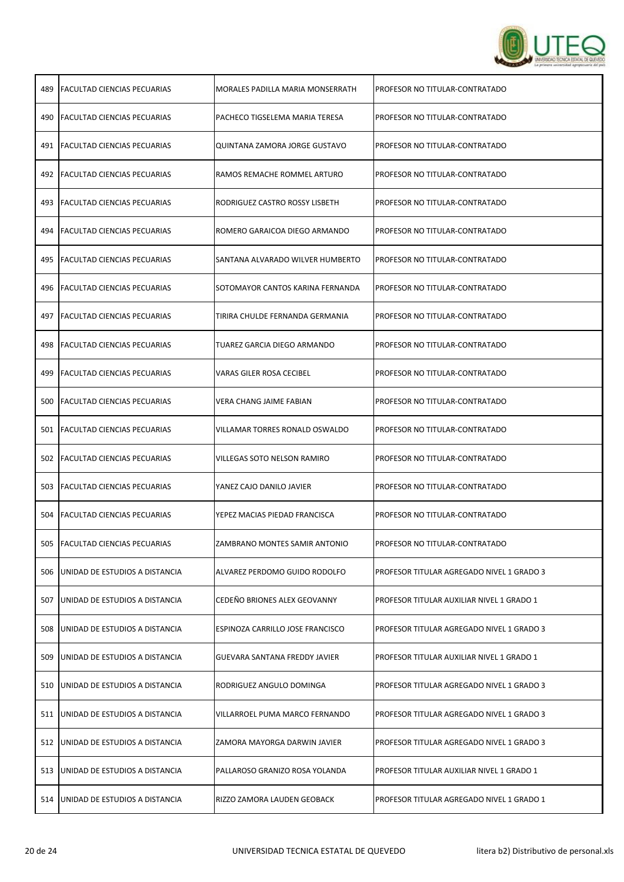| 489 | FACULTAD CIENCIAS PECUARIAS | MORALES PADILLA MARIA MONSERRATH | PROFESOR NO TITULAR-CONTRATADO |
|---|---|---|---|
| 490 | FACULTAD CIENCIAS PECUARIAS | PACHECO TIGSELEMA MARIA TERESA | PROFESOR NO TITULAR-CONTRATADO |
| 491 | FACULTAD CIENCIAS PECUARIAS | QUINTANA ZAMORA JORGE GUSTAVO | PROFESOR NO TITULAR-CONTRATADO |
| 492 | FACULTAD CIENCIAS PECUARIAS | RAMOS REMACHE ROMMEL ARTURO | PROFESOR NO TITULAR-CONTRATADO |
| 493 | FACULTAD CIENCIAS PECUARIAS | RODRIGUEZ CASTRO ROSSY LISBETH | PROFESOR NO TITULAR-CONTRATADO |
| 494 | FACULTAD CIENCIAS PECUARIAS | ROMERO GARAICOA DIEGO ARMANDO | PROFESOR NO TITULAR-CONTRATADO |
| 495 | FACULTAD CIENCIAS PECUARIAS | SANTANA ALVARADO WILVER HUMBERTO | PROFESOR NO TITULAR-CONTRATADO |
| 496 | FACULTAD CIENCIAS PECUARIAS | SOTOMAYOR CANTOS KARINA FERNANDA | PROFESOR NO TITULAR-CONTRATADO |
| 497 | FACULTAD CIENCIAS PECUARIAS | TIRIRA CHULDE FERNANDA GERMANIA | PROFESOR NO TITULAR-CONTRATADO |
| 498 | FACULTAD CIENCIAS PECUARIAS | TUAREZ GARCIA DIEGO ARMANDO | PROFESOR NO TITULAR-CONTRATADO |
| 499 | FACULTAD CIENCIAS PECUARIAS | VARAS GILER ROSA CECIBEL | PROFESOR NO TITULAR-CONTRATADO |
| 500 | FACULTAD CIENCIAS PECUARIAS | VERA CHANG JAIME FABIAN | PROFESOR NO TITULAR-CONTRATADO |
| 501 | FACULTAD CIENCIAS PECUARIAS | VILLAMAR TORRES RONALD OSWALDO | PROFESOR NO TITULAR-CONTRATADO |
| 502 | FACULTAD CIENCIAS PECUARIAS | VILLEGAS SOTO NELSON RAMIRO | PROFESOR NO TITULAR-CONTRATADO |
| 503 | FACULTAD CIENCIAS PECUARIAS | YANEZ CAJO DANILO JAVIER | PROFESOR NO TITULAR-CONTRATADO |
| 504 | FACULTAD CIENCIAS PECUARIAS | YEPEZ MACIAS PIEDAD FRANCISCA | PROFESOR NO TITULAR-CONTRATADO |
| 505 | FACULTAD CIENCIAS PECUARIAS | ZAMBRANO MONTES SAMIR ANTONIO | PROFESOR NO TITULAR-CONTRATADO |
| 506 | UNIDAD DE ESTUDIOS A DISTANCIA | ALVAREZ PERDOMO GUIDO RODOLFO | PROFESOR TITULAR AGREGADO NIVEL 1 GRADO 3 |
| 507 | UNIDAD DE ESTUDIOS A DISTANCIA | CEDEÑO BRIONES ALEX GEOVANNY | PROFESOR TITULAR AUXILIAR NIVEL 1 GRADO 1 |
| 508 | UNIDAD DE ESTUDIOS A DISTANCIA | ESPINOZA CARRILLO JOSE FRANCISCO | PROFESOR TITULAR AGREGADO NIVEL 1 GRADO 3 |
| 509 | UNIDAD DE ESTUDIOS A DISTANCIA | GUEVARA SANTANA FREDDY JAVIER | PROFESOR TITULAR AUXILIAR NIVEL 1 GRADO 1 |
| 510 | UNIDAD DE ESTUDIOS A DISTANCIA | RODRIGUEZ ANGULO DOMINGA | PROFESOR TITULAR AGREGADO NIVEL 1 GRADO 3 |
| 511 | UNIDAD DE ESTUDIOS A DISTANCIA | VILLARROEL PUMA MARCO FERNANDO | PROFESOR TITULAR AGREGADO NIVEL 1 GRADO 3 |
| 512 | UNIDAD DE ESTUDIOS A DISTANCIA | ZAMORA MAYORGA DARWIN JAVIER | PROFESOR TITULAR AGREGADO NIVEL 1 GRADO 3 |
| 513 | UNIDAD DE ESTUDIOS A DISTANCIA | PALLAROSO GRANIZO ROSA YOLANDA | PROFESOR TITULAR AUXILIAR NIVEL 1 GRADO 1 |
| 514 | UNIDAD DE ESTUDIOS A DISTANCIA | RIZZO ZAMORA LAUDEN GEOBACK | PROFESOR TITULAR AGREGADO NIVEL 1 GRADO 1 |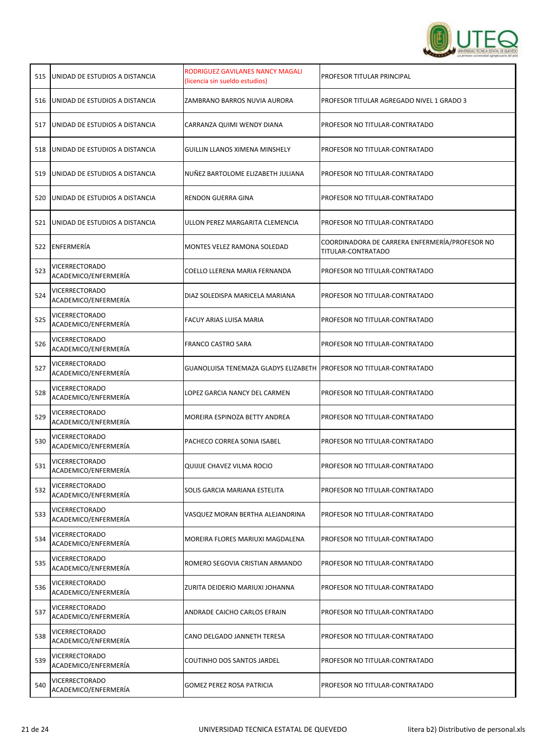| 515 | UNIDAD DE ESTUDIOS A DISTANCIA | RODRIGUEZ GAVILANES NANCY MAGALI (licencia sin sueldo estudios) | PROFESOR TITULAR PRINCIPAL |
|---|---|---|---|
| 516 | UNIDAD DE ESTUDIOS A DISTANCIA | ZAMBRANO BARROS NUVIA AURORA | PROFESOR TITULAR AGREGADO NIVEL 1 GRADO 3 |
| 517 | UNIDAD DE ESTUDIOS A DISTANCIA | CARRANZA QUIMI WENDY DIANA | PROFESOR NO TITULAR-CONTRATADO |
| 518 | UNIDAD DE ESTUDIOS A DISTANCIA | GUILLIN LLANOS XIMENA MINSHELY | PROFESOR NO TITULAR-CONTRATADO |
| 519 | UNIDAD DE ESTUDIOS A DISTANCIA | NUÑEZ BARTOLOME ELIZABETH JULIANA | PROFESOR NO TITULAR-CONTRATADO |
| 520 | UNIDAD DE ESTUDIOS A DISTANCIA | RENDON GUERRA GINA | PROFESOR NO TITULAR-CONTRATADO |
| 521 | UNIDAD DE ESTUDIOS A DISTANCIA | ULLON PEREZ MARGARITA CLEMENCIA | PROFESOR NO TITULAR-CONTRATADO |
| 522 | ENFERMERÍA | MONTES VELEZ RAMONA SOLEDAD | COORDINADORA DE CARRERA ENFERMERÍA/PROFESOR NO TITULAR-CONTRATADO |
| 523 | VICERRECTORADO ACADEMICO/ENFERMERÍA | COELLO LLERENA MARIA FERNANDA | PROFESOR NO TITULAR-CONTRATADO |
| 524 | VICERRECTORADO ACADEMICO/ENFERMERÍA | DIAZ SOLEDISPA MARICELA MARIANA | PROFESOR NO TITULAR-CONTRATADO |
| 525 | VICERRECTORADO ACADEMICO/ENFERMERÍA | FACUY ARIAS LUISA MARIA | PROFESOR NO TITULAR-CONTRATADO |
| 526 | VICERRECTORADO ACADEMICO/ENFERMERÍA | FRANCO CASTRO SARA | PROFESOR NO TITULAR-CONTRATADO |
| 527 | VICERRECTORADO ACADEMICO/ENFERMERÍA | GUANOLUISA TENEMAZA GLADYS ELIZABETH | PROFESOR NO TITULAR-CONTRATADO |
| 528 | VICERRECTORADO ACADEMICO/ENFERMERÍA | LOPEZ GARCIA NANCY DEL CARMEN | PROFESOR NO TITULAR-CONTRATADO |
| 529 | VICERRECTORADO ACADEMICO/ENFERMERÍA | MOREIRA ESPINOZA BETTY ANDREA | PROFESOR NO TITULAR-CONTRATADO |
| 530 | VICERRECTORADO ACADEMICO/ENFERMERÍA | PACHECO CORREA SONIA ISABEL | PROFESOR NO TITULAR-CONTRATADO |
| 531 | VICERRECTORADO ACADEMICO/ENFERMERÍA | QUIJIJE CHAVEZ VILMA ROCIO | PROFESOR NO TITULAR-CONTRATADO |
| 532 | VICERRECTORADO ACADEMICO/ENFERMERÍA | SOLIS GARCIA MARIANA ESTELITA | PROFESOR NO TITULAR-CONTRATADO |
| 533 | VICERRECTORADO ACADEMICO/ENFERMERÍA | VASQUEZ MORAN BERTHA ALEJANDRINA | PROFESOR NO TITULAR-CONTRATADO |
| 534 | VICERRECTORADO ACADEMICO/ENFERMERÍA | MOREIRA FLORES MARIUXI MAGDALENA | PROFESOR NO TITULAR-CONTRATADO |
| 535 | VICERRECTORADO ACADEMICO/ENFERMERÍA | ROMERO SEGOVIA CRISTIAN ARMANDO | PROFESOR NO TITULAR-CONTRATADO |
| 536 | VICERRECTORADO ACADEMICO/ENFERMERÍA | ZURITA DEIDERIO MARIUXI JOHANNA | PROFESOR NO TITULAR-CONTRATADO |
| 537 | VICERRECTORADO ACADEMICO/ENFERMERÍA | ANDRADE CAICHO CARLOS EFRAIN | PROFESOR NO TITULAR-CONTRATADO |
| 538 | VICERRECTORADO ACADEMICO/ENFERMERÍA | CANO DELGADO JANNETH TERESA | PROFESOR NO TITULAR-CONTRATADO |
| 539 | VICERRECTORADO ACADEMICO/ENFERMERÍA | COUTINHO DOS SANTOS JARDEL | PROFESOR NO TITULAR-CONTRATADO |
| 540 | VICERRECTORADO ACADEMICO/ENFERMERÍA | GOMEZ PEREZ ROSA PATRICIA | PROFESOR NO TITULAR-CONTRATADO |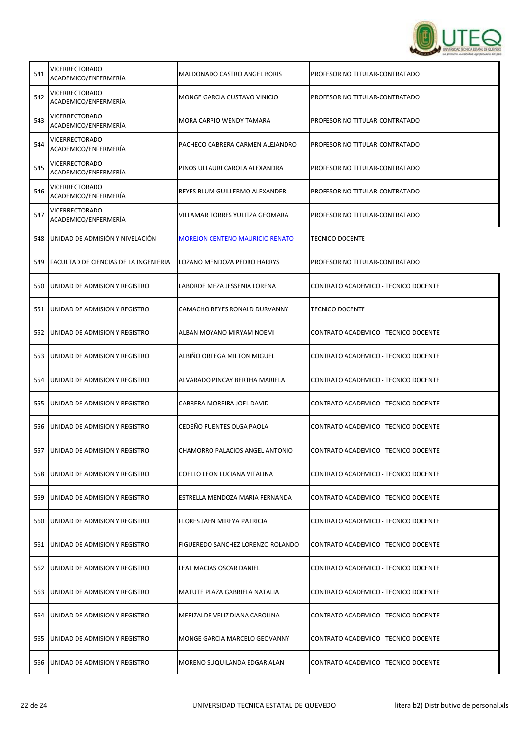| | | | |
|---|---|---|---|
| 541 | VICERRECTORADO ACADEMICO/ENFERMERÍA | MALDONADO CASTRO ANGEL BORIS | PROFESOR NO TITULAR-CONTRATADO |
| 542 | VICERRECTORADO ACADEMICO/ENFERMERÍA | MONGE GARCIA GUSTAVO VINICIO | PROFESOR NO TITULAR-CONTRATADO |
| 543 | VICERRECTORADO ACADEMICO/ENFERMERÍA | MORA CARPIO WENDY TAMARA | PROFESOR NO TITULAR-CONTRATADO |
| 544 | VICERRECTORADO ACADEMICO/ENFERMERÍA | PACHECO CABRERA CARMEN ALEJANDRO | PROFESOR NO TITULAR-CONTRATADO |
| 545 | VICERRECTORADO ACADEMICO/ENFERMERÍA | PINOS ULLAURI CAROLA ALEXANDRA | PROFESOR NO TITULAR-CONTRATADO |
| 546 | VICERRECTORADO ACADEMICO/ENFERMERÍA | REYES BLUM GUILLERMO ALEXANDER | PROFESOR NO TITULAR-CONTRATADO |
| 547 | VICERRECTORADO ACADEMICO/ENFERMERÍA | VILLAMAR TORRES YULITZA GEOMARA | PROFESOR NO TITULAR-CONTRATADO |
| 548 | UNIDAD DE ADMISIÓN Y NIVELACIÓN | MOREJON CENTENO MAURICIO RENATO | TECNICO DOCENTE |
| 549 | FACULTAD DE CIENCIAS DE LA INGENIERIA | LOZANO MENDOZA PEDRO HARRYS | PROFESOR NO TITULAR-CONTRATADO |
| 550 | UNIDAD DE ADMISION Y REGISTRO | LABORDE MEZA JESSENIA LORENA | CONTRATO ACADEMICO - TECNICO DOCENTE |
| 551 | UNIDAD DE ADMISION Y REGISTRO | CAMACHO REYES RONALD DURVANNY | TECNICO DOCENTE |
| 552 | UNIDAD DE ADMISION Y REGISTRO | ALBAN MOYANO MIRYAM NOEMI | CONTRATO ACADEMICO - TECNICO DOCENTE |
| 553 | UNIDAD DE ADMISION Y REGISTRO | ALBIÑO ORTEGA MILTON MIGUEL | CONTRATO ACADEMICO - TECNICO DOCENTE |
| 554 | UNIDAD DE ADMISION Y REGISTRO | ALVARADO PINCAY BERTHA MARIELA | CONTRATO ACADEMICO - TECNICO DOCENTE |
| 555 | UNIDAD DE ADMISION Y REGISTRO | CABRERA MOREIRA JOEL DAVID | CONTRATO ACADEMICO - TECNICO DOCENTE |
| 556 | UNIDAD DE ADMISION Y REGISTRO | CEDEÑO FUENTES OLGA PAOLA | CONTRATO ACADEMICO - TECNICO DOCENTE |
| 557 | UNIDAD DE ADMISION Y REGISTRO | CHAMORRO PALACIOS ANGEL ANTONIO | CONTRATO ACADEMICO - TECNICO DOCENTE |
| 558 | UNIDAD DE ADMISION Y REGISTRO | COELLO LEON LUCIANA VITALINA | CONTRATO ACADEMICO - TECNICO DOCENTE |
| 559 | UNIDAD DE ADMISION Y REGISTRO | ESTRELLA MENDOZA MARIA FERNANDA | CONTRATO ACADEMICO - TECNICO DOCENTE |
| 560 | UNIDAD DE ADMISION Y REGISTRO | FLORES JAEN MIREYA PATRICIA | CONTRATO ACADEMICO - TECNICO DOCENTE |
| 561 | UNIDAD DE ADMISION Y REGISTRO | FIGUEREDO SANCHEZ LORENZO ROLANDO | CONTRATO ACADEMICO - TECNICO DOCENTE |
| 562 | UNIDAD DE ADMISION Y REGISTRO | LEAL MACIAS OSCAR DANIEL | CONTRATO ACADEMICO - TECNICO DOCENTE |
| 563 | UNIDAD DE ADMISION Y REGISTRO | MATUTE PLAZA GABRIELA NATALIA | CONTRATO ACADEMICO - TECNICO DOCENTE |
| 564 | UNIDAD DE ADMISION Y REGISTRO | MERIZALDE VELIZ DIANA CAROLINA | CONTRATO ACADEMICO - TECNICO DOCENTE |
| 565 | UNIDAD DE ADMISION Y REGISTRO | MONGE GARCIA MARCELO GEOVANNY | CONTRATO ACADEMICO - TECNICO DOCENTE |
| 566 | UNIDAD DE ADMISION Y REGISTRO | MORENO SUQUILANDA EDGAR ALAN | CONTRATO ACADEMICO - TECNICO DOCENTE |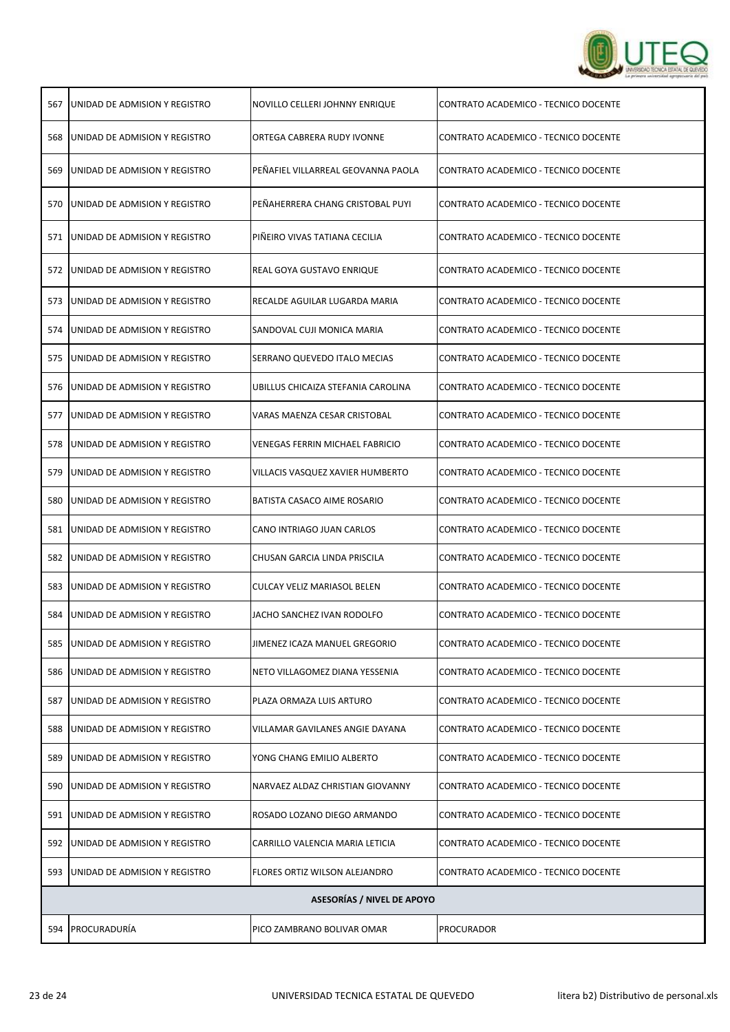| | | | |
|---|---|---|---|
| 567 | UNIDAD DE ADMISION Y REGISTRO | NOVILLO CELLERI JOHNNY ENRIQUE | CONTRATO ACADEMICO - TECNICO DOCENTE |
| 568 | UNIDAD DE ADMISION Y REGISTRO | ORTEGA CABRERA RUDY IVONNE | CONTRATO ACADEMICO - TECNICO DOCENTE |
| 569 | UNIDAD DE ADMISION Y REGISTRO | PEÑAFIEL VILLARREAL GEOVANNA PAOLA | CONTRATO ACADEMICO - TECNICO DOCENTE |
| 570 | UNIDAD DE ADMISION Y REGISTRO | PEÑAHERRERA CHANG CRISTOBAL PUYI | CONTRATO ACADEMICO - TECNICO DOCENTE |
| 571 | UNIDAD DE ADMISION Y REGISTRO | PIÑEIRO VIVAS TATIANA CECILIA | CONTRATO ACADEMICO - TECNICO DOCENTE |
| 572 | UNIDAD DE ADMISION Y REGISTRO | REAL GOYA GUSTAVO ENRIQUE | CONTRATO ACADEMICO - TECNICO DOCENTE |
| 573 | UNIDAD DE ADMISION Y REGISTRO | RECALDE AGUILAR LUGARDA MARIA | CONTRATO ACADEMICO - TECNICO DOCENTE |
| 574 | UNIDAD DE ADMISION Y REGISTRO | SANDOVAL CUJI MONICA MARIA | CONTRATO ACADEMICO - TECNICO DOCENTE |
| 575 | UNIDAD DE ADMISION Y REGISTRO | SERRANO QUEVEDO ITALO MECIAS | CONTRATO ACADEMICO - TECNICO DOCENTE |
| 576 | UNIDAD DE ADMISION Y REGISTRO | UBILLUS CHICAIZA STEFANIA CAROLINA | CONTRATO ACADEMICO - TECNICO DOCENTE |
| 577 | UNIDAD DE ADMISION Y REGISTRO | VARAS MAENZA CESAR CRISTOBAL | CONTRATO ACADEMICO - TECNICO DOCENTE |
| 578 | UNIDAD DE ADMISION Y REGISTRO | VENEGAS FERRIN MICHAEL FABRICIO | CONTRATO ACADEMICO - TECNICO DOCENTE |
| 579 | UNIDAD DE ADMISION Y REGISTRO | VILLACIS VASQUEZ XAVIER HUMBERTO | CONTRATO ACADEMICO - TECNICO DOCENTE |
| 580 | UNIDAD DE ADMISION Y REGISTRO | BATISTA CASACO AIME ROSARIO | CONTRATO ACADEMICO - TECNICO DOCENTE |
| 581 | UNIDAD DE ADMISION Y REGISTRO | CANO INTRIAGO JUAN CARLOS | CONTRATO ACADEMICO - TECNICO DOCENTE |
| 582 | UNIDAD DE ADMISION Y REGISTRO | CHUSAN GARCIA LINDA PRISCILA | CONTRATO ACADEMICO - TECNICO DOCENTE |
| 583 | UNIDAD DE ADMISION Y REGISTRO | CULCAY VELIZ MARIASOL BELEN | CONTRATO ACADEMICO - TECNICO DOCENTE |
| 584 | UNIDAD DE ADMISION Y REGISTRO | JACHO SANCHEZ IVAN RODOLFO | CONTRATO ACADEMICO - TECNICO DOCENTE |
| 585 | UNIDAD DE ADMISION Y REGISTRO | JIMENEZ ICAZA MANUEL GREGORIO | CONTRATO ACADEMICO - TECNICO DOCENTE |
| 586 | UNIDAD DE ADMISION Y REGISTRO | NETO VILLAGOMEZ DIANA YESSENIA | CONTRATO ACADEMICO - TECNICO DOCENTE |
| 587 | UNIDAD DE ADMISION Y REGISTRO | PLAZA ORMAZA LUIS ARTURO | CONTRATO ACADEMICO - TECNICO DOCENTE |
| 588 | UNIDAD DE ADMISION Y REGISTRO | VILLAMAR GAVILANES ANGIE DAYANA | CONTRATO ACADEMICO - TECNICO DOCENTE |
| 589 | UNIDAD DE ADMISION Y REGISTRO | YONG CHANG EMILIO ALBERTO | CONTRATO ACADEMICO - TECNICO DOCENTE |
| 590 | UNIDAD DE ADMISION Y REGISTRO | NARVAEZ ALDAZ CHRISTIAN GIOVANNY | CONTRATO ACADEMICO - TECNICO DOCENTE |
| 591 | UNIDAD DE ADMISION Y REGISTRO | ROSADO LOZANO DIEGO ARMANDO | CONTRATO ACADEMICO - TECNICO DOCENTE |
| 592 | UNIDAD DE ADMISION Y REGISTRO | CARRILLO VALENCIA MARIA LETICIA | CONTRATO ACADEMICO - TECNICO DOCENTE |
| 593 | UNIDAD DE ADMISION Y REGISTRO | FLORES ORTIZ WILSON ALEJANDRO | CONTRATO ACADEMICO - TECNICO DOCENTE |
| | | **ASESORÍAS / NIVEL DE APOYO** | |
| 594 | PROCURADURÍA | PICO ZAMBRANO BOLIVAR OMAR | PROCURADOR |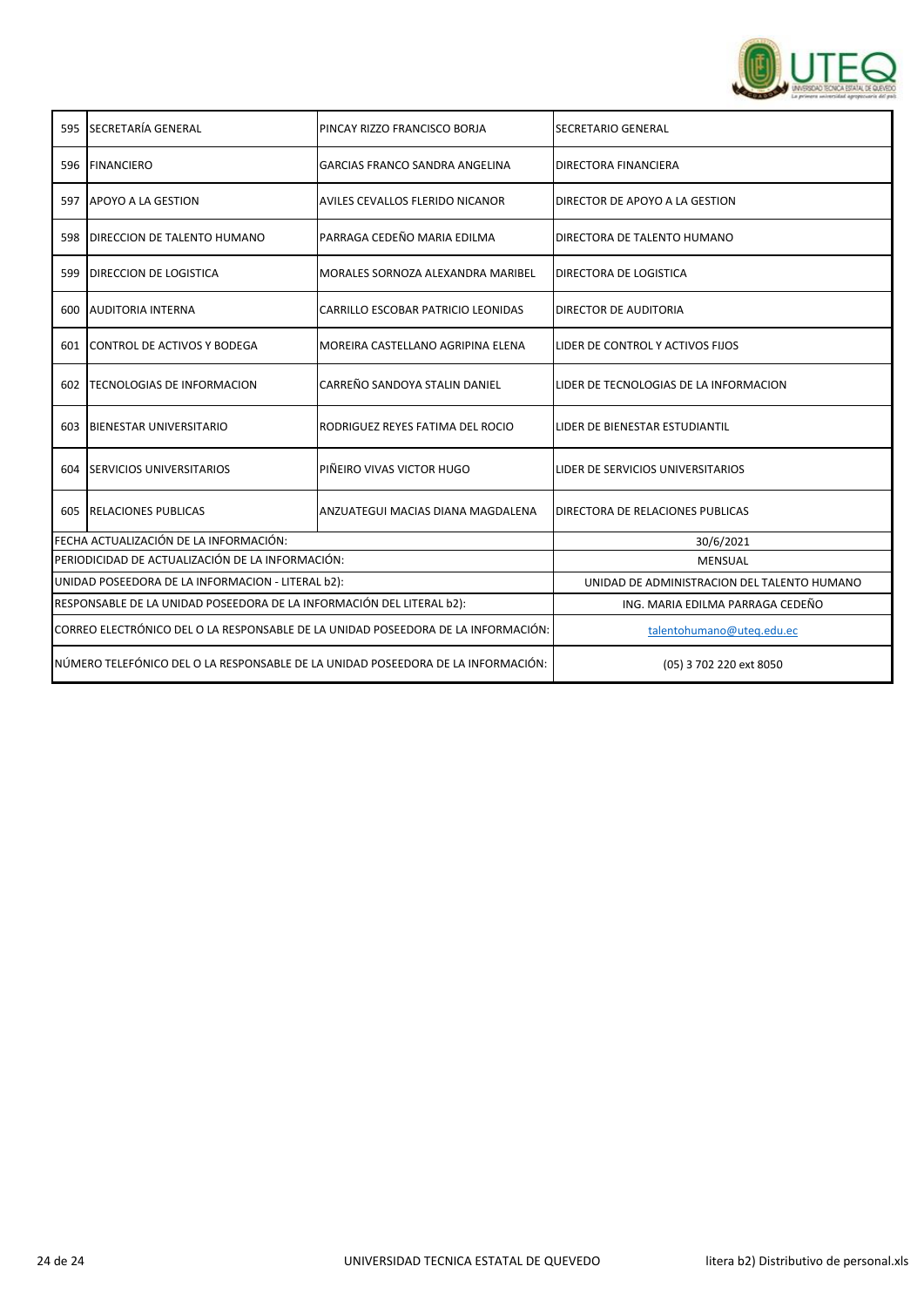| | | | |
|---|---|---|---|
| 595 | SECRETARÍA GENERAL | PINCAY RIZZO FRANCISCO BORJA | SECRETARIO GENERAL |
| 596 | FINANCIERO | GARCIAS FRANCO SANDRA ANGELINA | DIRECTORA FINANCIERA |
| 597 | APOYO A LA GESTION | AVILES CEVALLOS FLERIDO NICANOR | DIRECTOR DE APOYO A LA GESTION |
| 598 | DIRECCION DE TALENTO HUMANO | PARRAGA CEDEÑO MARIA EDILMA | DIRECTORA DE TALENTO HUMANO |
| 599 | DIRECCION DE LOGISTICA | MORALES SORNOZA ALEXANDRA MARIBEL | DIRECTORA DE LOGISTICA |
| 600 | AUDITORIA INTERNA | CARRILLO ESCOBAR PATRICIO LEONIDAS | DIRECTOR DE AUDITORIA |
| 601 | CONTROL DE ACTIVOS Y BODEGA | MOREIRA CASTELLANO AGRIPINA ELENA | LIDER DE CONTROL Y ACTIVOS FIJOS |
| 602 | TECNOLOGIAS DE INFORMACION | CARREÑO SANDOYA STALIN DANIEL | LIDER DE TECNOLOGIAS DE LA INFORMACION |
| 603 | BIENESTAR UNIVERSITARIO | RODRIGUEZ REYES FATIMA DEL ROCIO | LIDER DE BIENESTAR ESTUDIANTIL |
| 604 | SERVICIOS UNIVERSITARIOS | PIÑEIRO VIVAS VICTOR HUGO | LIDER DE SERVICIOS UNIVERSITARIOS |
| 605 | RELACIONES PUBLICAS | ANZUATEGUI MACIAS DIANA MAGDALENA | DIRECTORA DE RELACIONES PUBLICAS |

| | |
|---|---|
| FECHA ACTUALIZACIÓN DE LA INFORMACIÓN: | 30/6/2021 |
| PERIODICIDAD DE ACTUALIZACIÓN DE LA INFORMACIÓN: | MENSUAL |
| UNIDAD POSEEDORA DE LA INFORMACION - LITERAL b2): | UNIDAD DE ADMINISTRACION DEL TALENTO HUMANO |
| RESPONSABLE DE LA UNIDAD POSEEDORA DE LA INFORMACIÓN DEL LITERAL b2): | ING. MARIA EDILMA PARRAGA CEDEÑO |
| CORREO ELECTRÓNICO DEL O LA RESPONSABLE DE LA UNIDAD POSEEDORA DE LA INFORMACIÓN: | talentohumano@uteq.edu.ec |
| NÚMERO TELEFÓNICO DEL O LA RESPONSABLE DE LA UNIDAD POSEEDORA DE LA INFORMACIÓN: | (05) 3 702 220 ext 8050 |